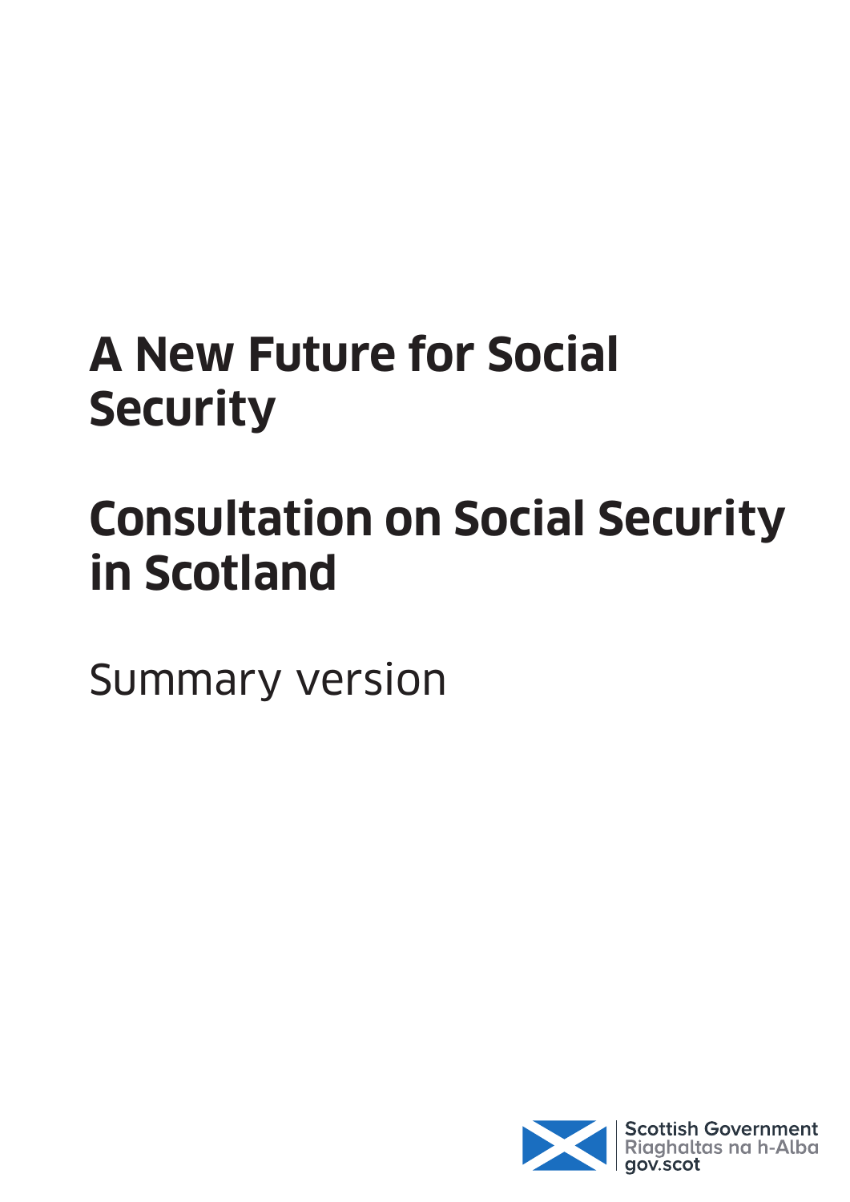# A New Future for Social Security

# Consultation on Social Security in Scotland

Summary version

Scottish Government
Riaghaltas na h-Alba
gov.scot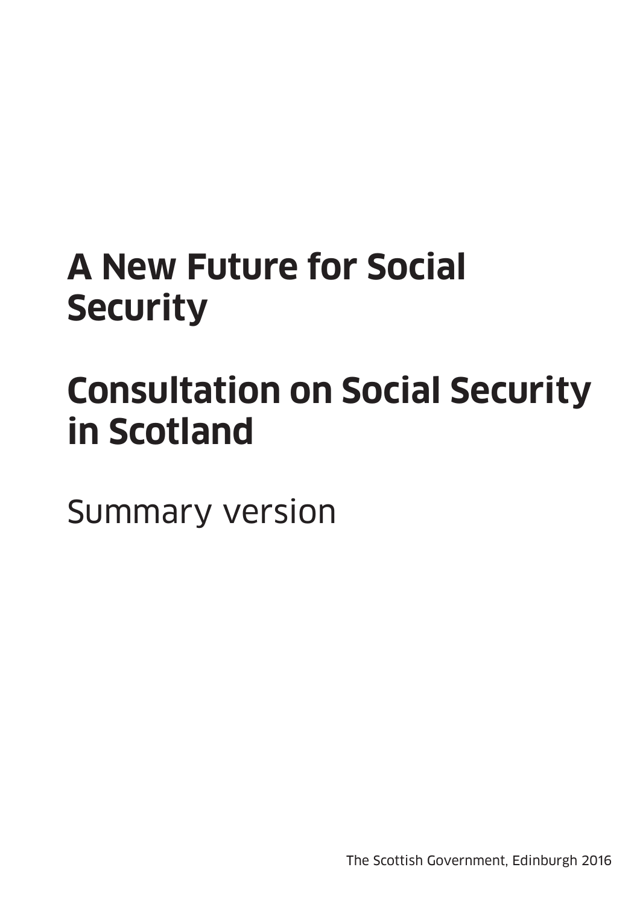# A New Future for Social Security

# Consultation on Social Security in Scotland

Summary version

The Scottish Government, Edinburgh 2016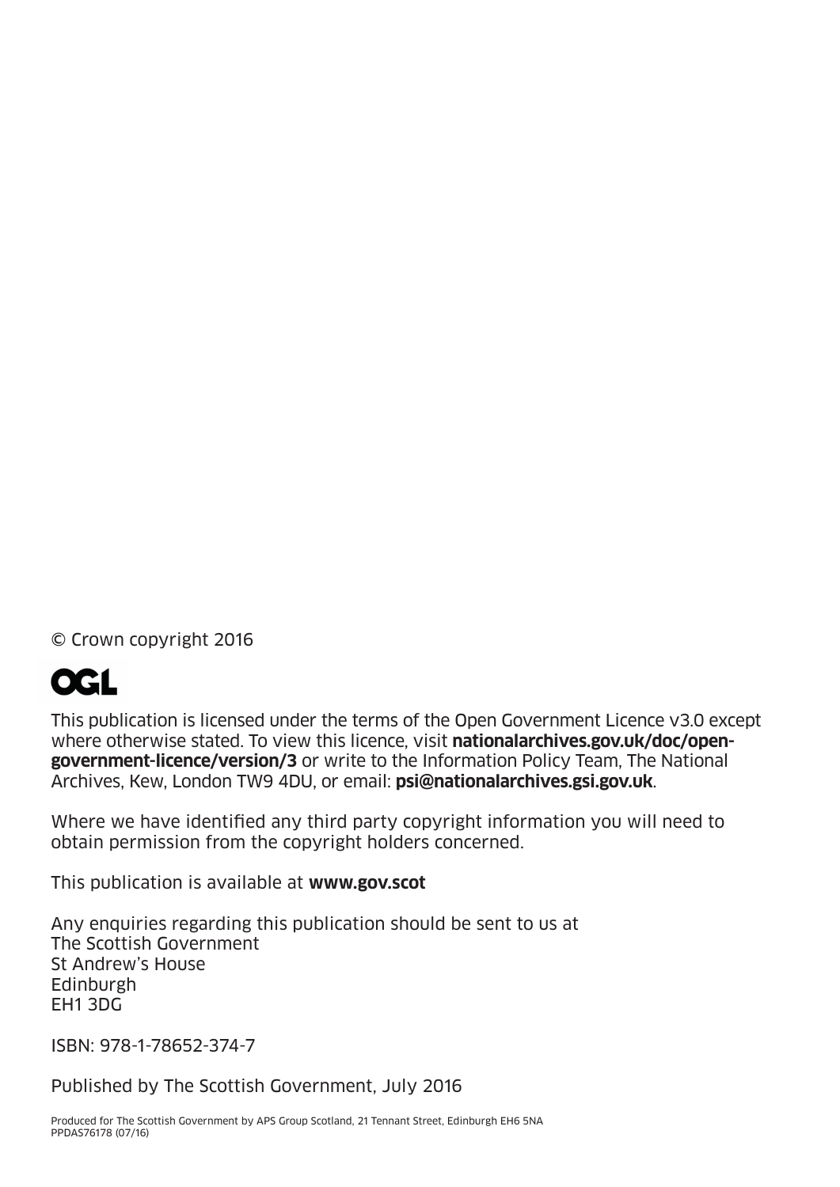© Crown copyright 2016

OGL

This publication is licensed under the terms of the Open Government Licence v3.0 except where otherwise stated. To view this licence, visit **nationalarchives.gov.uk/doc/open-government-licence/version/3** or write to the Information Policy Team, The National Archives, Kew, London TW9 4DU, or email: **psi@nationalarchives.gsi.gov.uk**.

Where we have identified any third party copyright information you will need to obtain permission from the copyright holders concerned.

This publication is available at **www.gov.scot**

Any enquiries regarding this publication should be sent to us at
The Scottish Government
St Andrew's House
Edinburgh
EH1 3DG

ISBN: 978-1-78652-374-7

Published by The Scottish Government, July 2016

Produced for The Scottish Government by APS Group Scotland, 21 Tennant Street, Edinburgh EH6 5NA
PPDAS76178 (07/16)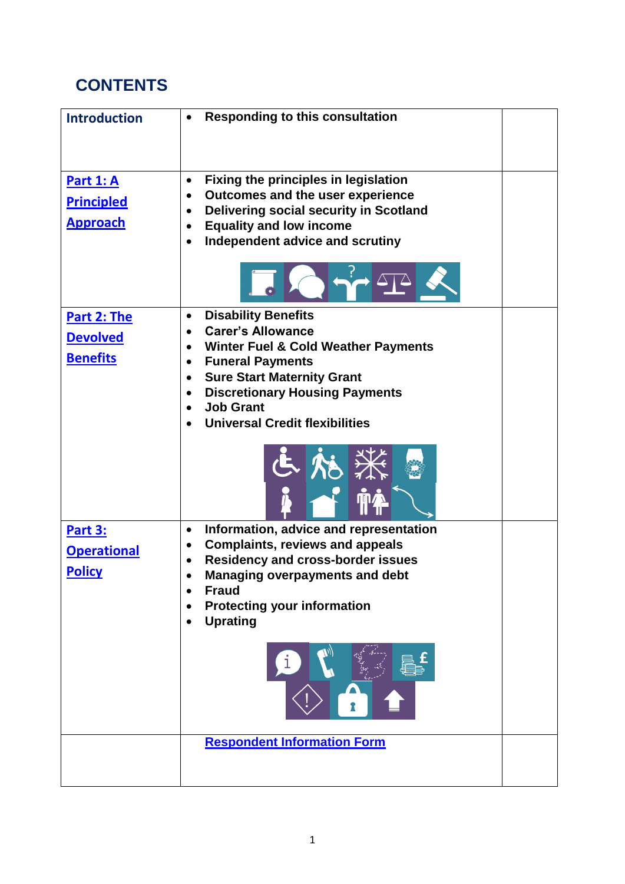# CONTENTS

| | | |
|---|---|---|
| **Introduction** | • **Responding to this consultation** | |
| **Part 1: A Principled Approach** | • **Fixing the principles in legislation**<br>• **Outcomes and the user experience**<br>• **Delivering social security in Scotland**<br>• **Equality and low income**<br>• **Independent advice and scrutiny** | |
| **Part 2: The Devolved Benefits** | • **Disability Benefits**<br>• **Carer's Allowance**<br>• **Winter Fuel & Cold Weather Payments**<br>• **Funeral Payments**<br>• **Sure Start Maternity Grant**<br>• **Discretionary Housing Payments**<br>• **Job Grant**<br>• **Universal Credit flexibilities** | |
| **Part 3: Operational Policy** | • **Information, advice and representation**<br>• **Complaints, reviews and appeals**<br>• **Residency and cross-border issues**<br>• **Managing overpayments and debt**<br>• **Fraud**<br>• **Protecting your information**<br>• **Uprating** | |
| | **Respondent Information Form** | |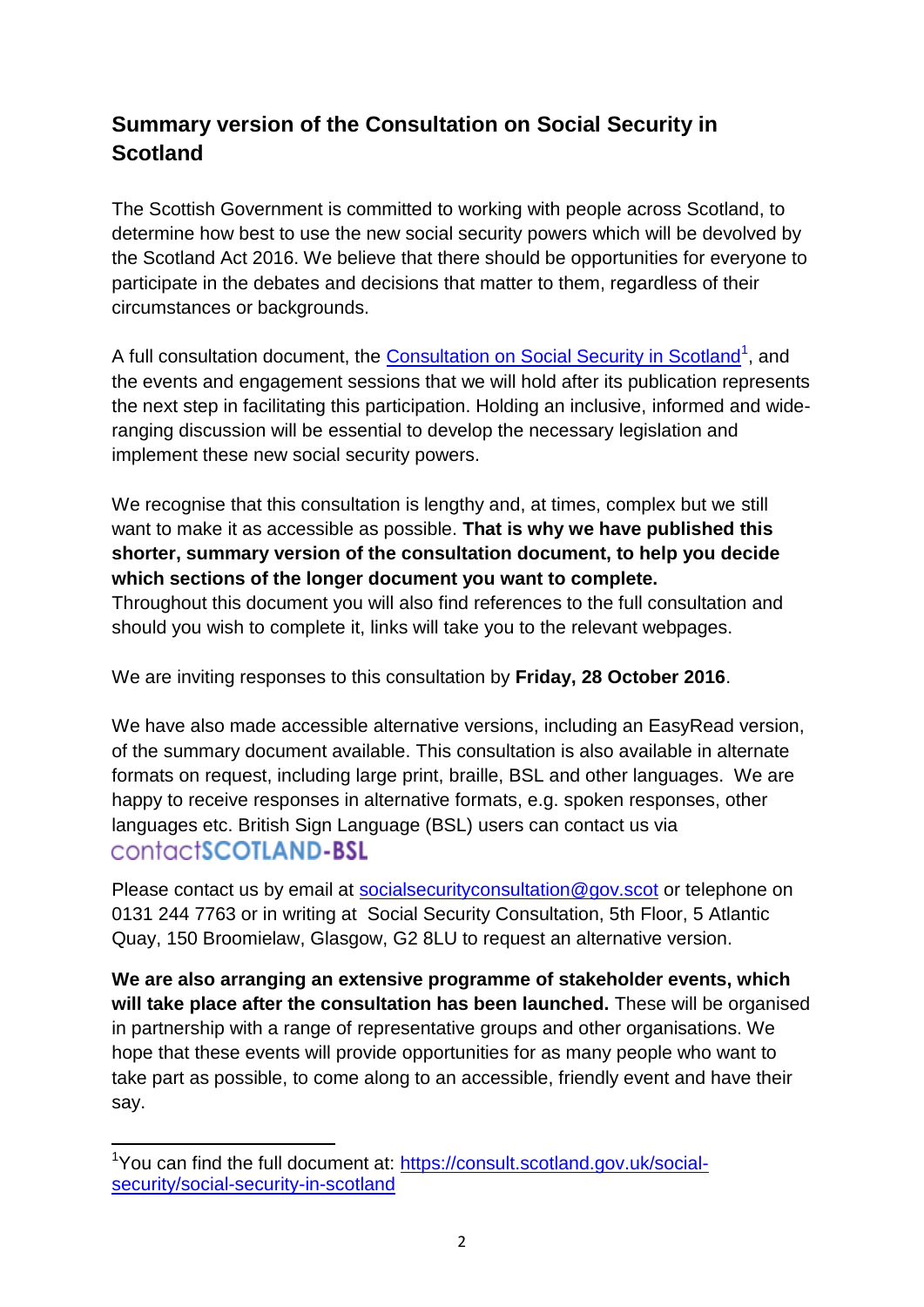## Summary version of the Consultation on Social Security in Scotland

The Scottish Government is committed to working with people across Scotland, to determine how best to use the new social security powers which will be devolved by the Scotland Act 2016. We believe that there should be opportunities for everyone to participate in the debates and decisions that matter to them, regardless of their circumstances or backgrounds.

A full consultation document, the [Consultation on Social Security in Scotland](https://consult.scotland.gov.uk/social-security/social-security-in-scotland)[1], and the events and engagement sessions that we will hold after its publication represents the next step in facilitating this participation. Holding an inclusive, informed and wide-ranging discussion will be essential to develop the necessary legislation and implement these new social security powers.

We recognise that this consultation is lengthy and, at times, complex but we still want to make it as accessible as possible. **That is why we have published this shorter, summary version of the consultation document, to help you decide which sections of the longer document you want to complete.**
Throughout this document you will also find references to the full consultation and should you wish to complete it, links will take you to the relevant webpages.

We are inviting responses to this consultation by **Friday, 28 October 2016**.

We have also made accessible alternative versions, including an EasyRead version, of the summary document available. This consultation is also available in alternate formats on request, including large print, braille, BSL and other languages. We are happy to receive responses in alternative formats, e.g. spoken responses, other languages etc. British Sign Language (BSL) users can contact us via contactSCOTLAND-BSL

Please contact us by email at [socialsecurityconsultation@gov.scot](mailto:socialsecurityconsultation@gov.scot) or telephone on 0131 244 7763 or in writing at Social Security Consultation, 5th Floor, 5 Atlantic Quay, 150 Broomielaw, Glasgow, G2 8LU to request an alternative version.

**We are also arranging an extensive programme of stakeholder events, which will take place after the consultation has been launched.** These will be organised in partnership with a range of representative groups and other organisations. We hope that these events will provide opportunities for as many people who want to take part as possible, to come along to an accessible, friendly event and have their say.

---

[1] You can find the full document at: [https://consult.scotland.gov.uk/social-security/social-security-in-scotland](https://consult.scotland.gov.uk/social-security/social-security-in-scotland)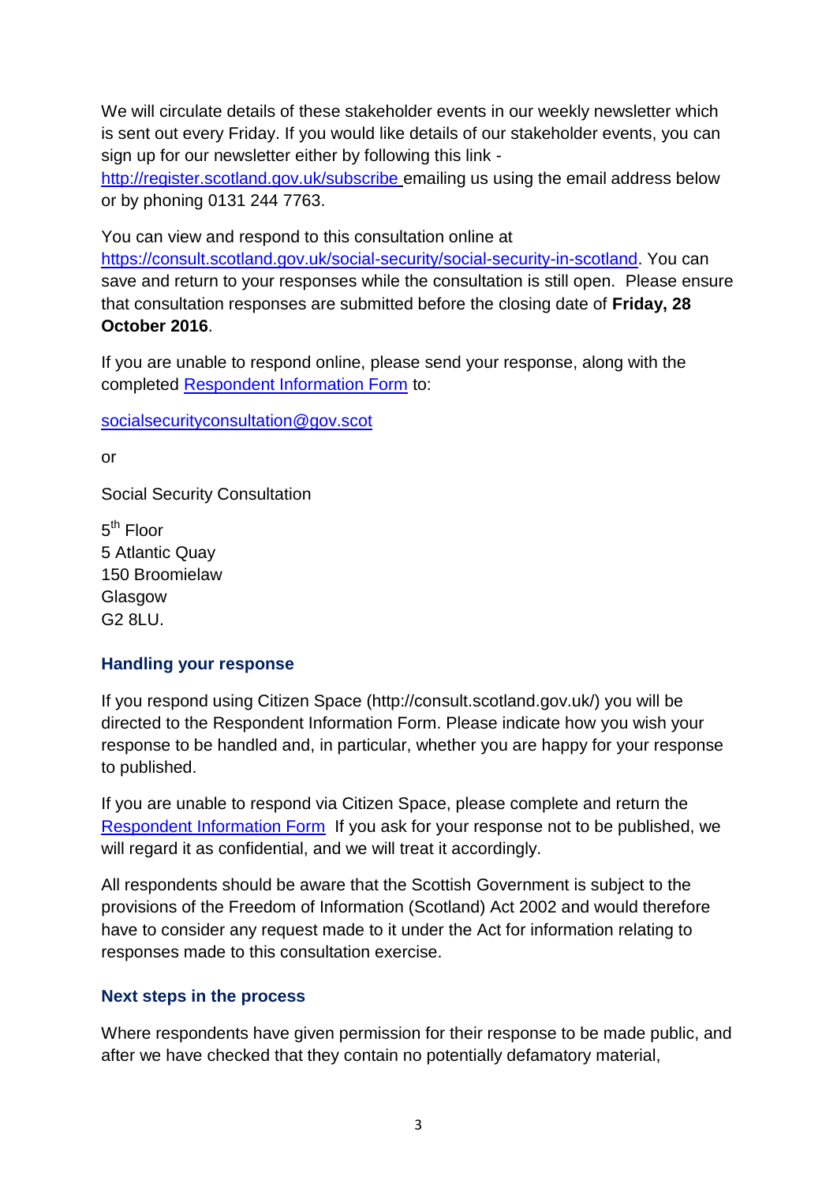We will circulate details of these stakeholder events in our weekly newsletter which is sent out every Friday. If you would like details of our stakeholder events, you can sign up for our newsletter either by following this link - http://register.scotland.gov.uk/subscribe emailing us using the email address below or by phoning 0131 244 7763.

You can view and respond to this consultation online at https://consult.scotland.gov.uk/social-security/social-security-in-scotland. You can save and return to your responses while the consultation is still open. Please ensure that consultation responses are submitted before the closing date of **Friday, 28 October 2016**.

If you are unable to respond online, please send your response, along with the completed Respondent Information Form to:

socialsecurityconsultation@gov.scot

or

Social Security Consultation

5th Floor
5 Atlantic Quay
150 Broomielaw
Glasgow
G2 8LU.

### Handling your response

If you respond using Citizen Space (http://consult.scotland.gov.uk/) you will be directed to the Respondent Information Form. Please indicate how you wish your response to be handled and, in particular, whether you are happy for your response to published.

If you are unable to respond via Citizen Space, please complete and return the Respondent Information Form If you ask for your response not to be published, we will regard it as confidential, and we will treat it accordingly.

All respondents should be aware that the Scottish Government is subject to the provisions of the Freedom of Information (Scotland) Act 2002 and would therefore have to consider any request made to it under the Act for information relating to responses made to this consultation exercise.

### Next steps in the process

Where respondents have given permission for their response to be made public, and after we have checked that they contain no potentially defamatory material,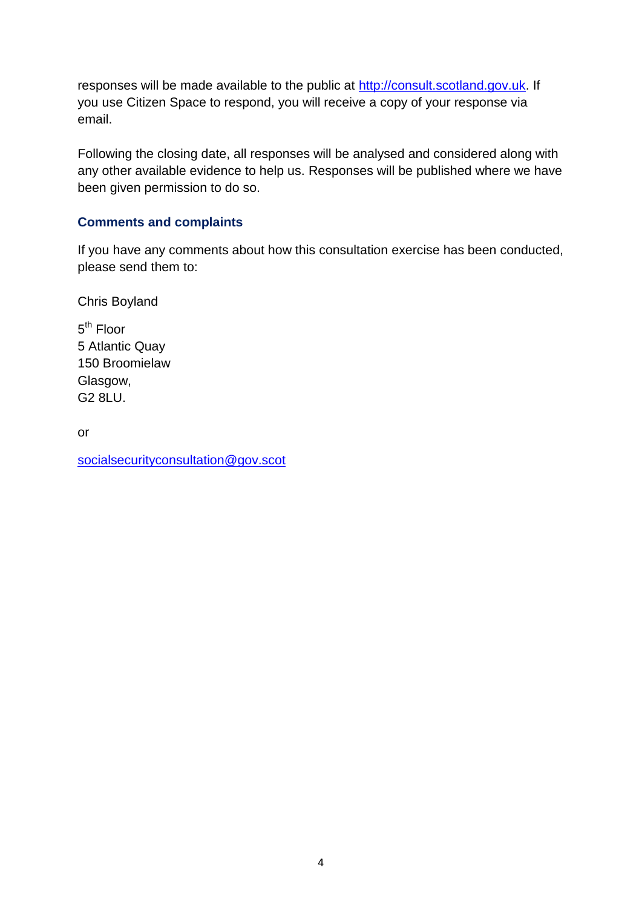responses will be made available to the public at http://consult.scotland.gov.uk. If you use Citizen Space to respond, you will receive a copy of your response via email.

Following the closing date, all responses will be analysed and considered along with any other available evidence to help us. Responses will be published where we have been given permission to do so.

### Comments and complaints

If you have any comments about how this consultation exercise has been conducted, please send them to:

Chris Boyland

5th Floor
5 Atlantic Quay
150 Broomielaw
Glasgow,
G2 8LU.

or

socialsecurityconsultation@gov.scot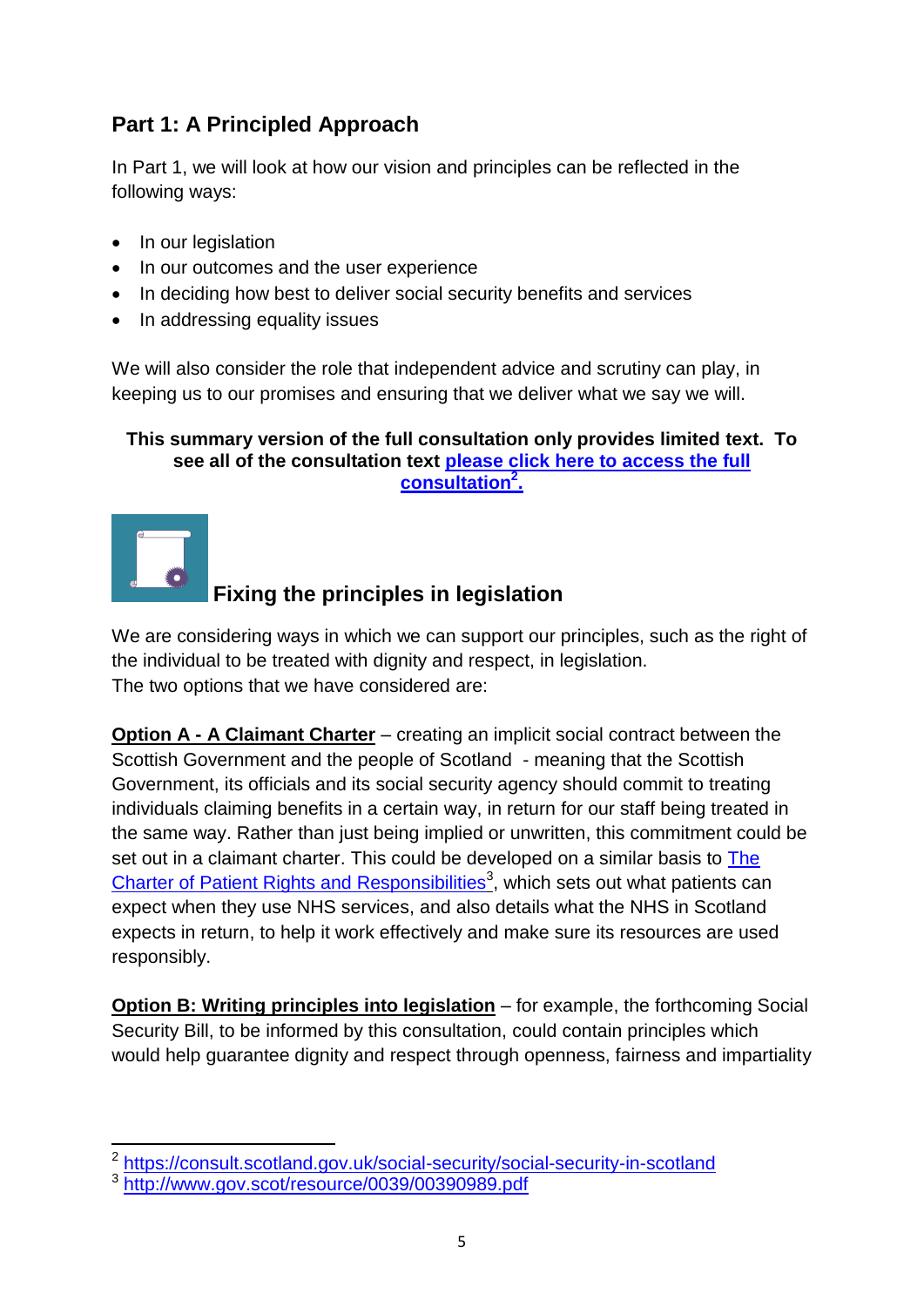## Part 1: A Principled Approach

In Part 1, we will look at how our vision and principles can be reflected in the following ways:

- In our legislation
- In our outcomes and the user experience
- In deciding how best to deliver social security benefits and services
- In addressing equality issues

We will also consider the role that independent advice and scrutiny can play, in keeping us to our promises and ensuring that we deliver what we say we will.

**This summary version of the full consultation only provides limited text. To see all of the consultation text please click here to access the full consultation[2].**

### Fixing the principles in legislation

We are considering ways in which we can support our principles, such as the right of the individual to be treated with dignity and respect, in legislation.
The two options that we have considered are:

**Option A - A Claimant Charter** – creating an implicit social contract between the Scottish Government and the people of Scotland - meaning that the Scottish Government, its officials and its social security agency should commit to treating individuals claiming benefits in a certain way, in return for our staff being treated in the same way. Rather than just being implied or unwritten, this commitment could be set out in a claimant charter. This could be developed on a similar basis to The Charter of Patient Rights and Responsibilities[3], which sets out what patients can expect when they use NHS services, and also details what the NHS in Scotland expects in return, to help it work effectively and make sure its resources are used responsibly.

**Option B: Writing principles into legislation** – for example, the forthcoming Social Security Bill, to be informed by this consultation, could contain principles which would help guarantee dignity and respect through openness, fairness and impartiality

---

[2] https://consult.scotland.gov.uk/social-security/social-security-in-scotland
[3] http://www.gov.scot/resource/0039/00390989.pdf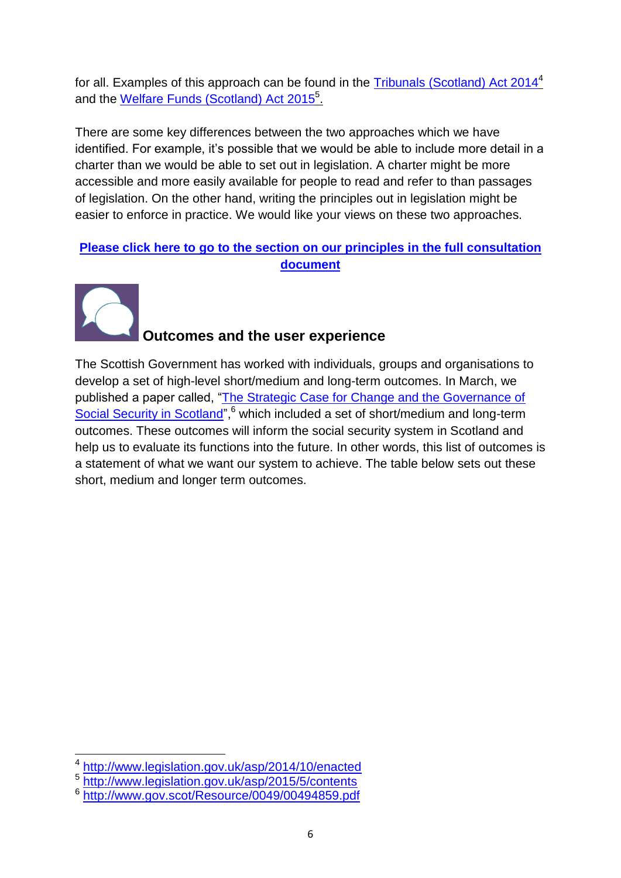for all. Examples of this approach can be found in the Tribunals (Scotland) Act 2014[4] and the Welfare Funds (Scotland) Act 2015[5].

There are some key differences between the two approaches which we have identified. For example, it's possible that we would be able to include more detail in a charter than we would be able to set out in legislation. A charter might be more accessible and more easily available for people to read and refer to than passages of legislation. On the other hand, writing the principles out in legislation might be easier to enforce in practice. We would like your views on these two approaches.

**Please click here to go to the section on our principles in the full consultation document**

## Outcomes and the user experience

The Scottish Government has worked with individuals, groups and organisations to develop a set of high-level short/medium and long-term outcomes. In March, we published a paper called, "The Strategic Case for Change and the Governance of Social Security in Scotland",[6] which included a set of short/medium and long-term outcomes. These outcomes will inform the social security system in Scotland and help us to evaluate its functions into the future. In other words, this list of outcomes is a statement of what we want our system to achieve. The table below sets out these short, medium and longer term outcomes.

[4] http://www.legislation.gov.uk/asp/2014/10/enacted
[5] http://www.legislation.gov.uk/asp/2015/5/contents
[6] http://www.gov.scot/Resource/0049/00494859.pdf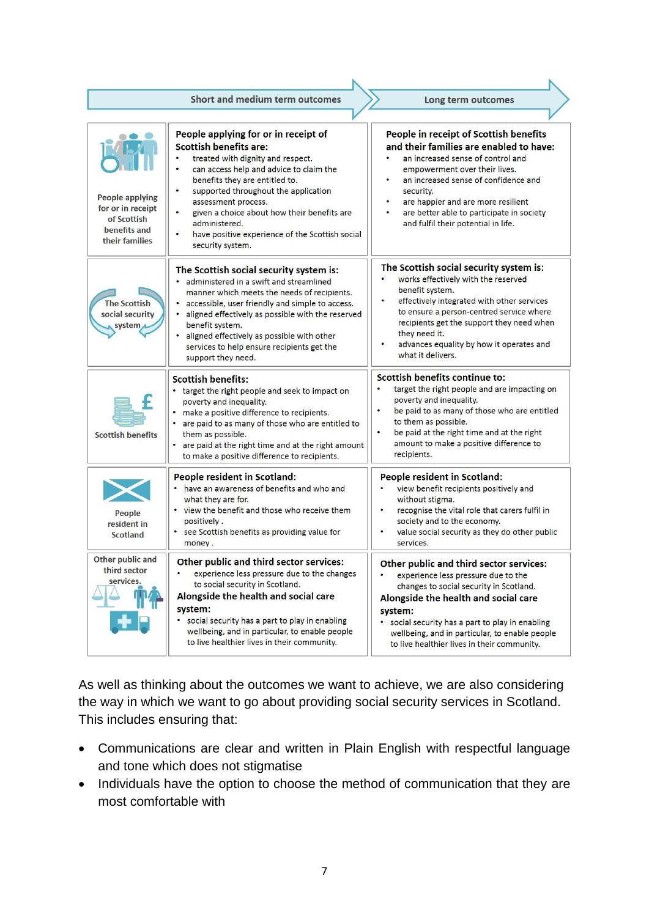| | Short and medium term outcomes | Long term outcomes |
|---|---|---|
| People applying for or in receipt of Scottish benefits and their families | **People applying for or in receipt of Scottish benefits are:**<br>• treated with dignity and respect.<br>• can access help and advice to claim the benefits they are entitled to.<br>• supported throughout the application assessment process.<br>• given a choice about how their benefits are administered.<br>• have positive experience of the Scottish social security system. | **People in receipt of Scottish benefits and their families are enabled to have:**<br>• an increased sense of control and empowerment over their lives.<br>• an increased sense of confidence and security.<br>• are happier and are more resilient<br>• are better able to participate in society and fulfil their potential in life. |
| The Scottish social security system | **The Scottish social security system is:**<br>• administered in a swift and streamlined manner which meets the needs of recipients.<br>• accessible, user friendly and simple to access.<br>• aligned effectively as possible with the reserved benefit system.<br>• aligned effectively as possible with other services to help ensure recipients get the support they need. | **The Scottish social security system is:**<br>• works effectively with the reserved benefit system.<br>• effectively integrated with other services to ensure a person-centred service where recipients get the support they need when they need it.<br>• advances equality by how it operates and what it delivers. |
| Scottish benefits | **Scottish benefits:**<br>• target the right people and seek to impact on poverty and inequality.<br>• make a positive difference to recipients.<br>• are paid to as many of those who are entitled to them as possible.<br>• are paid at the right time and at the right amount to make a positive difference to recipients. | **Scottish benefits continue to:**<br>• target the right people and are impacting on poverty and inequality.<br>• be paid to as many of those who are entitled to them as possible.<br>• be paid at the right time and at the right amount to make a positive difference to recipients. |
| People resident in Scotland | **People resident in Scotland:**<br>• have an awareness of benefits and who and what they are for.<br>• view the benefit and those who receive them positively .<br>• see Scottish benefits as providing value for money . | **People resident in Scotland:**<br>• view benefit recipients positively and without stigma.<br>• recognise the vital role that carers fulfil in society and to the economy.<br>• value social security as they do other public services. |
| Other public and third sector services. | **Other public and third sector services:**<br>• experience less pressure due to the changes to social security in Scotland.<br>**Alongside the health and social care system:**<br>• social security has a part to play in enabling wellbeing, and in particular, to enable people to live healthier lives in their community. | **Other public and third sector services:**<br>• experience less pressure due to the changes to social security in Scotland.<br>**Alongside the health and social care system:**<br>• social security has a part to play in enabling wellbeing, and in particular, to enable people to live healthier lives in their community. |

As well as thinking about the outcomes we want to achieve, we are also considering the way in which we want to go about providing social security services in Scotland. This includes ensuring that:

- Communications are clear and written in Plain English with respectful language and tone which does not stigmatise
- Individuals have the option to choose the method of communication that they are most comfortable with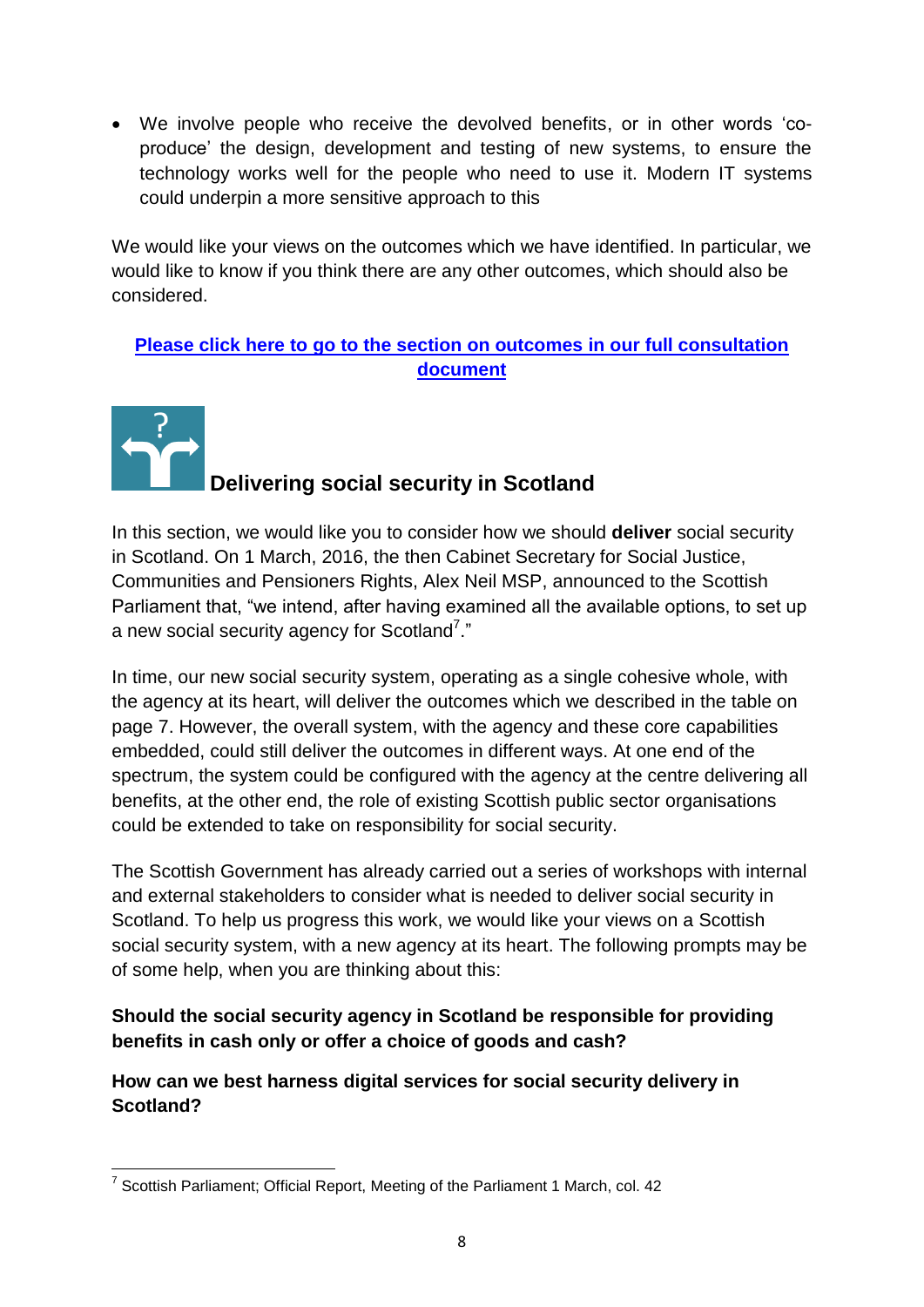- We involve people who receive the devolved benefits, or in other words 'co-produce' the design, development and testing of new systems, to ensure the technology works well for the people who need to use it. Modern IT systems could underpin a more sensitive approach to this

We would like your views on the outcomes which we have identified. In particular, we would like to know if you think there are any other outcomes, which should also be considered.

**Please click here to go to the section on outcomes in our full consultation document**

## Delivering social security in Scotland

In this section, we would like you to consider how we should **deliver** social security in Scotland. On 1 March, 2016, the then Cabinet Secretary for Social Justice, Communities and Pensioners Rights, Alex Neil MSP, announced to the Scottish Parliament that, "we intend, after having examined all the available options, to set up a new social security agency for Scotland[7]."

In time, our new social security system, operating as a single cohesive whole, with the agency at its heart, will deliver the outcomes which we described in the table on page 7. However, the overall system, with the agency and these core capabilities embedded, could still deliver the outcomes in different ways. At one end of the spectrum, the system could be configured with the agency at the centre delivering all benefits, at the other end, the role of existing Scottish public sector organisations could be extended to take on responsibility for social security.

The Scottish Government has already carried out a series of workshops with internal and external stakeholders to consider what is needed to deliver social security in Scotland. To help us progress this work, we would like your views on a Scottish social security system, with a new agency at its heart. The following prompts may be of some help, when you are thinking about this:

**Should the social security agency in Scotland be responsible for providing benefits in cash only or offer a choice of goods and cash?**

**How can we best harness digital services for social security delivery in Scotland?**

[7] Scottish Parliament; Official Report, Meeting of the Parliament 1 March, col. 42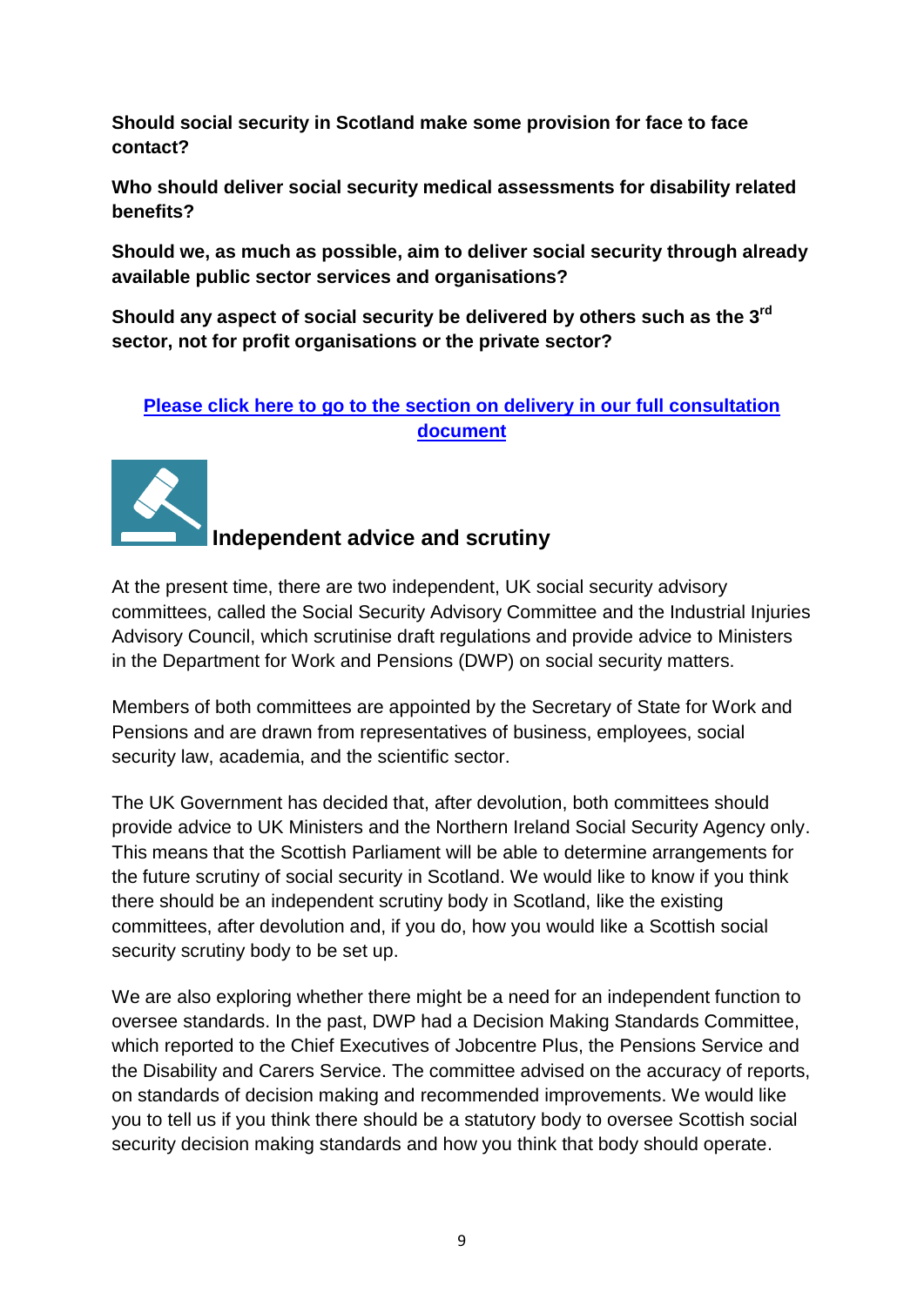**Should social security in Scotland make some provision for face to face contact?**

**Who should deliver social security medical assessments for disability related benefits?**

**Should we, as much as possible, aim to deliver social security through already available public sector services and organisations?**

**Should any aspect of social security be delivered by others such as the 3rd sector, not for profit organisations or the private sector?**

**[Please click here to go to the section on delivery in our full consultation document]()**

## Independent advice and scrutiny

At the present time, there are two independent, UK social security advisory committees, called the Social Security Advisory Committee and the Industrial Injuries Advisory Council, which scrutinise draft regulations and provide advice to Ministers in the Department for Work and Pensions (DWP) on social security matters.

Members of both committees are appointed by the Secretary of State for Work and Pensions and are drawn from representatives of business, employees, social security law, academia, and the scientific sector.

The UK Government has decided that, after devolution, both committees should provide advice to UK Ministers and the Northern Ireland Social Security Agency only. This means that the Scottish Parliament will be able to determine arrangements for the future scrutiny of social security in Scotland. We would like to know if you think there should be an independent scrutiny body in Scotland, like the existing committees, after devolution and, if you do, how you would like a Scottish social security scrutiny body to be set up.

We are also exploring whether there might be a need for an independent function to oversee standards. In the past, DWP had a Decision Making Standards Committee, which reported to the Chief Executives of Jobcentre Plus, the Pensions Service and the Disability and Carers Service. The committee advised on the accuracy of reports, on standards of decision making and recommended improvements. We would like you to tell us if you think there should be a statutory body to oversee Scottish social security decision making standards and how you think that body should operate.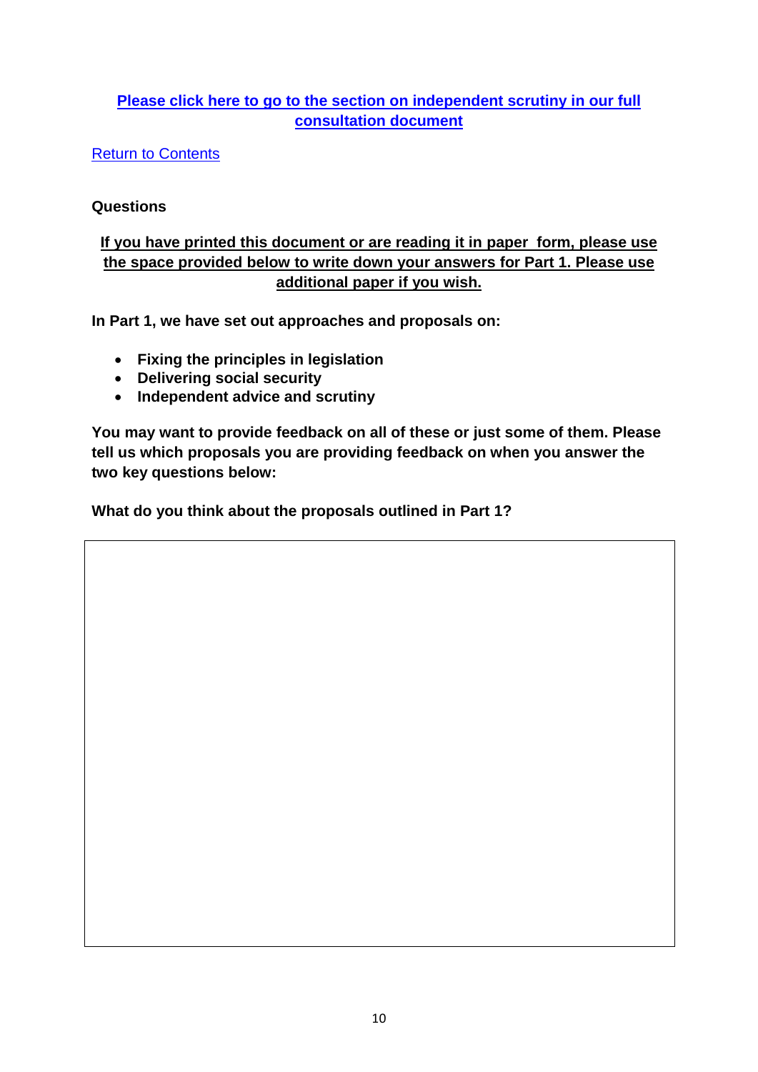**[Please click here to go to the section on independent scrutiny in our full consultation document](#)**

[Return to Contents](#)

**Questions**

**<u>If you have printed this document or are reading it in paper form, please use the space provided below to write down your answers for Part 1. Please use additional paper if you wish.</u>**

**In Part 1, we have set out approaches and proposals on:**

- **Fixing the principles in legislation**
- **Delivering social security**
- **Independent advice and scrutiny**

**You may want to provide feedback on all of these or just some of them. Please tell us which proposals you are providing feedback on when you answer the two key questions below:**

**What do you think about the proposals outlined in Part 1?**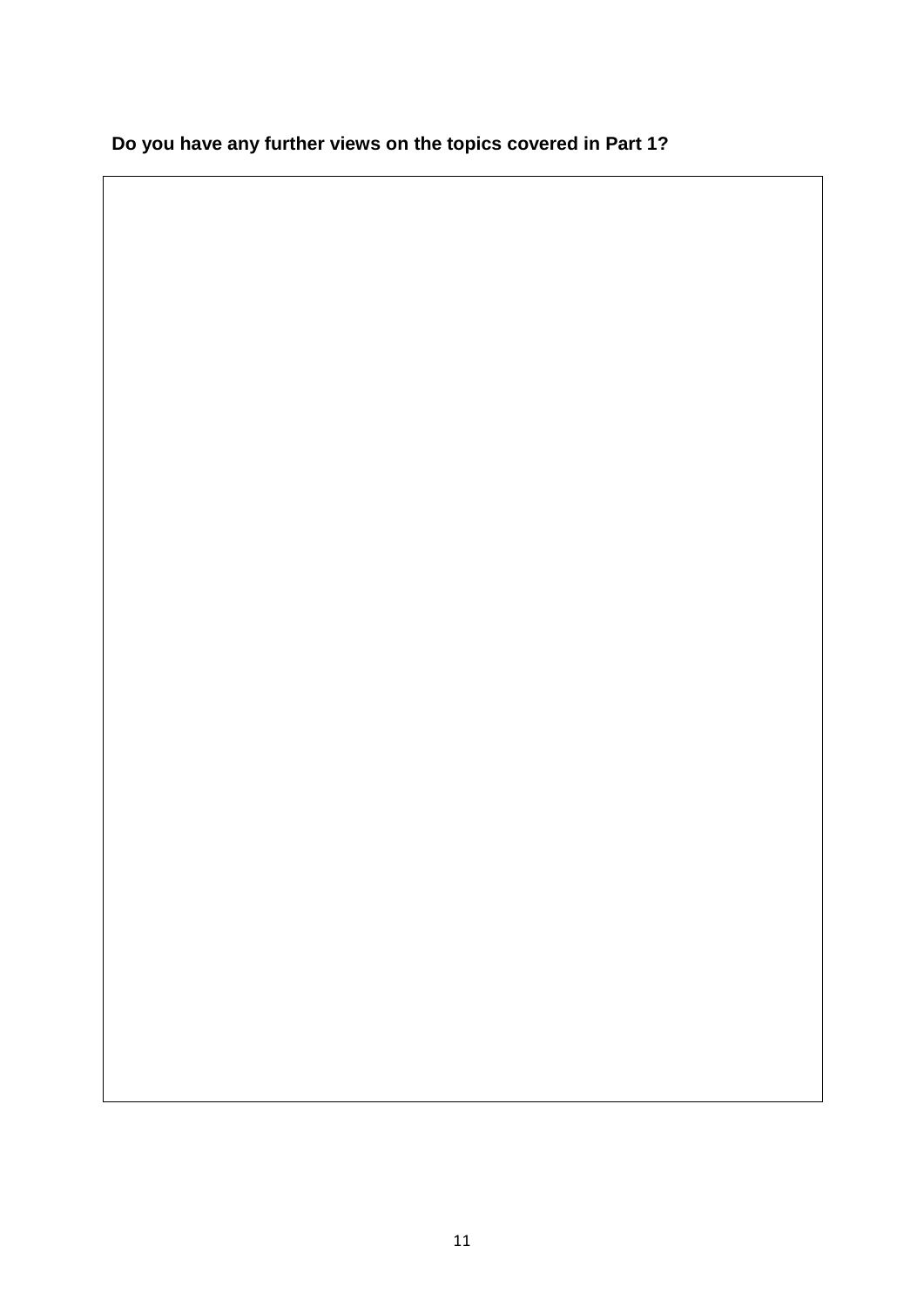**Do you have any further views on the topics covered in Part 1?**

| |
|---|
| |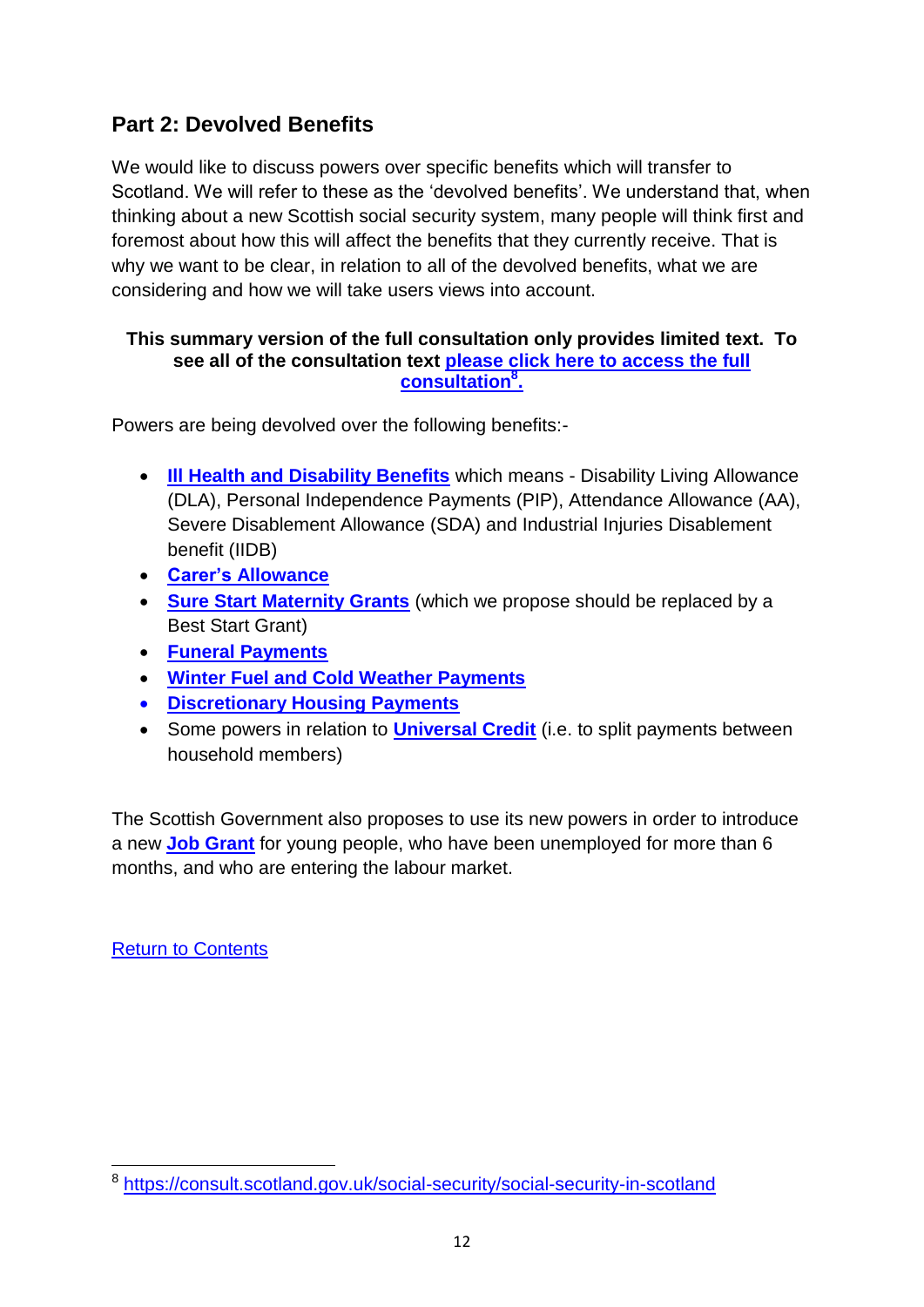## Part 2: Devolved Benefits

We would like to discuss powers over specific benefits which will transfer to Scotland. We will refer to these as the 'devolved benefits'. We understand that, when thinking about a new Scottish social security system, many people will think first and foremost about how this will affect the benefits that they currently receive. That is why we want to be clear, in relation to all of the devolved benefits, what we are considering and how we will take users views into account.

**This summary version of the full consultation only provides limited text. To see all of the consultation text please click here to access the full consultation[8].**

Powers are being devolved over the following benefits:-

- **Ill Health and Disability Benefits** which means - Disability Living Allowance (DLA), Personal Independence Payments (PIP), Attendance Allowance (AA), Severe Disablement Allowance (SDA) and Industrial Injuries Disablement benefit (IIDB)
- **Carer's Allowance**
- **Sure Start Maternity Grants** (which we propose should be replaced by a Best Start Grant)
- **Funeral Payments**
- **Winter Fuel and Cold Weather Payments**
- **Discretionary Housing Payments**
- Some powers in relation to **Universal Credit** (i.e. to split payments between household members)

The Scottish Government also proposes to use its new powers in order to introduce a new **Job Grant** for young people, who have been unemployed for more than 6 months, and who are entering the labour market.

Return to Contents

[8] https://consult.scotland.gov.uk/social-security/social-security-in-scotland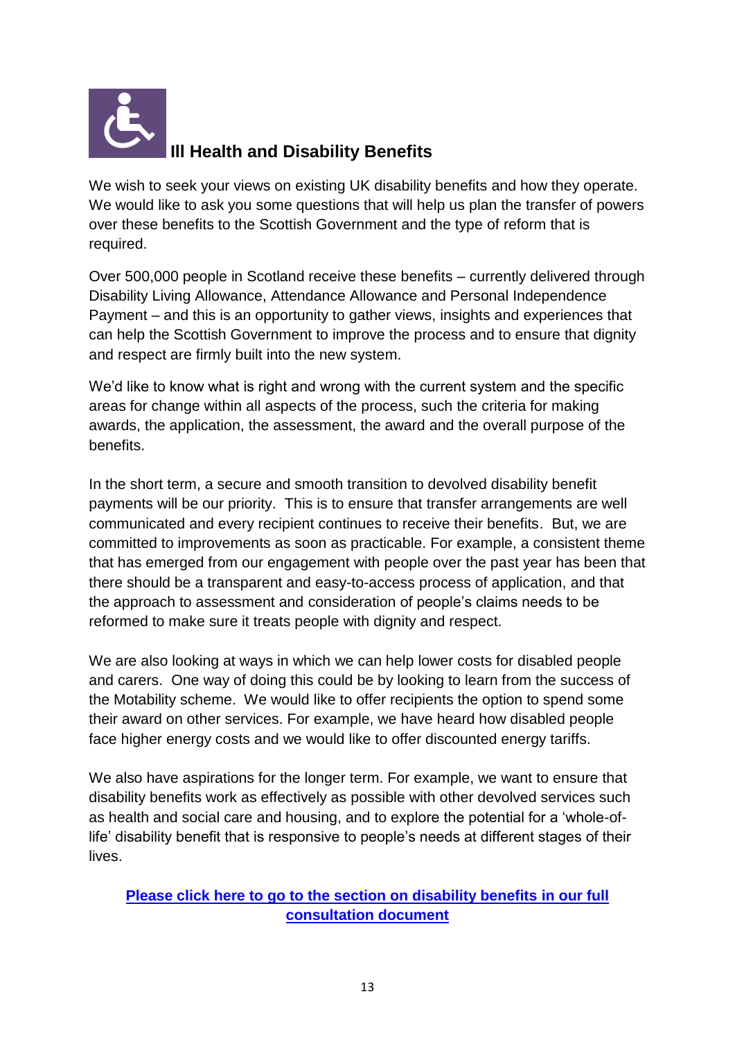## Ill Health and Disability Benefits

We wish to seek your views on existing UK disability benefits and how they operate. We would like to ask you some questions that will help us plan the transfer of powers over these benefits to the Scottish Government and the type of reform that is required.

Over 500,000 people in Scotland receive these benefits – currently delivered through Disability Living Allowance, Attendance Allowance and Personal Independence Payment – and this is an opportunity to gather views, insights and experiences that can help the Scottish Government to improve the process and to ensure that dignity and respect are firmly built into the new system.

We'd like to know what is right and wrong with the current system and the specific areas for change within all aspects of the process, such the criteria for making awards, the application, the assessment, the award and the overall purpose of the benefits.

In the short term, a secure and smooth transition to devolved disability benefit payments will be our priority. This is to ensure that transfer arrangements are well communicated and every recipient continues to receive their benefits. But, we are committed to improvements as soon as practicable. For example, a consistent theme that has emerged from our engagement with people over the past year has been that there should be a transparent and easy-to-access process of application, and that the approach to assessment and consideration of people's claims needs to be reformed to make sure it treats people with dignity and respect.

We are also looking at ways in which we can help lower costs for disabled people and carers. One way of doing this could be by looking to learn from the success of the Motability scheme. We would like to offer recipients the option to spend some their award on other services. For example, we have heard how disabled people face higher energy costs and we would like to offer discounted energy tariffs.

We also have aspirations for the longer term. For example, we want to ensure that disability benefits work as effectively as possible with other devolved services such as health and social care and housing, and to explore the potential for a 'whole-of-life' disability benefit that is responsive to people's needs at different stages of their lives.

**Please click here to go to the section on disability benefits in our full consultation document**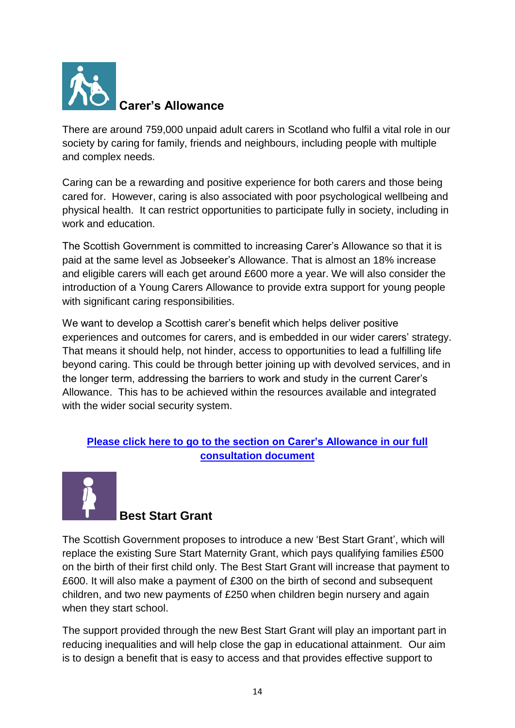## Carer's Allowance

There are around 759,000 unpaid adult carers in Scotland who fulfil a vital role in our society by caring for family, friends and neighbours, including people with multiple and complex needs.

Caring can be a rewarding and positive experience for both carers and those being cared for. However, caring is also associated with poor psychological wellbeing and physical health. It can restrict opportunities to participate fully in society, including in work and education.

The Scottish Government is committed to increasing Carer's Allowance so that it is paid at the same level as Jobseeker's Allowance. That is almost an 18% increase and eligible carers will each get around £600 more a year. We will also consider the introduction of a Young Carers Allowance to provide extra support for young people with significant caring responsibilities.

We want to develop a Scottish carer's benefit which helps deliver positive experiences and outcomes for carers, and is embedded in our wider carers' strategy. That means it should help, not hinder, access to opportunities to lead a fulfilling life beyond caring. This could be through better joining up with devolved services, and in the longer term, addressing the barriers to work and study in the current Carer's Allowance. This has to be achieved within the resources available and integrated with the wider social security system.

**Please click here to go to the section on Carer's Allowance in our full consultation document**

## Best Start Grant

The Scottish Government proposes to introduce a new 'Best Start Grant', which will replace the existing Sure Start Maternity Grant, which pays qualifying families £500 on the birth of their first child only. The Best Start Grant will increase that payment to £600. It will also make a payment of £300 on the birth of second and subsequent children, and two new payments of £250 when children begin nursery and again when they start school.

The support provided through the new Best Start Grant will play an important part in reducing inequalities and will help close the gap in educational attainment. Our aim is to design a benefit that is easy to access and that provides effective support to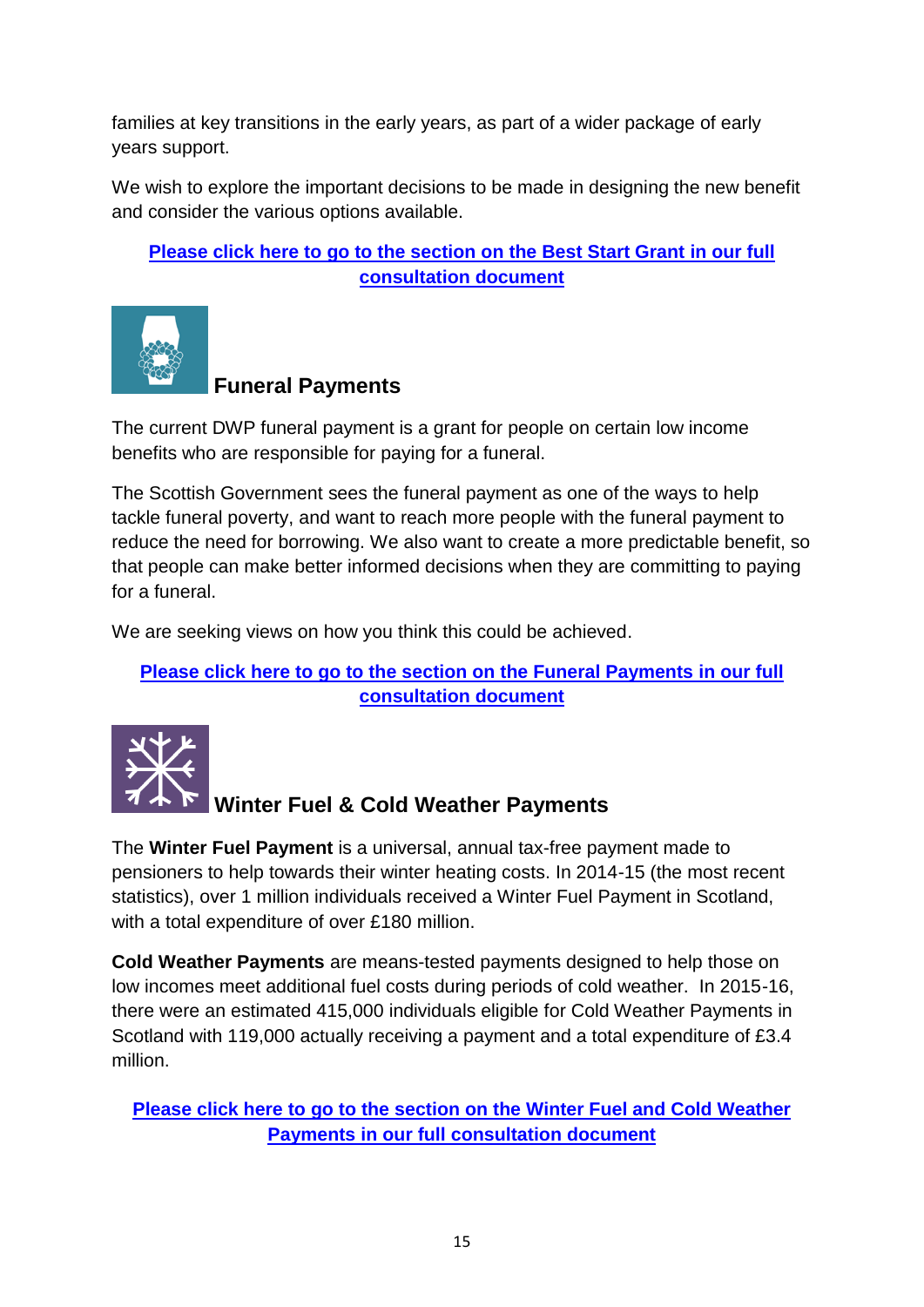families at key transitions in the early years, as part of a wider package of early years support.

We wish to explore the important decisions to be made in designing the new benefit and consider the various options available.

**Please click here to go to the section on the Best Start Grant in our full consultation document**

## Funeral Payments

The current DWP funeral payment is a grant for people on certain low income benefits who are responsible for paying for a funeral.

The Scottish Government sees the funeral payment as one of the ways to help tackle funeral poverty, and want to reach more people with the funeral payment to reduce the need for borrowing. We also want to create a more predictable benefit, so that people can make better informed decisions when they are committing to paying for a funeral.

We are seeking views on how you think this could be achieved.

**Please click here to go to the section on the Funeral Payments in our full consultation document**

## Winter Fuel & Cold Weather Payments

The **Winter Fuel Payment** is a universal, annual tax-free payment made to pensioners to help towards their winter heating costs. In 2014-15 (the most recent statistics), over 1 million individuals received a Winter Fuel Payment in Scotland, with a total expenditure of over £180 million.

**Cold Weather Payments** are means-tested payments designed to help those on low incomes meet additional fuel costs during periods of cold weather. In 2015-16, there were an estimated 415,000 individuals eligible for Cold Weather Payments in Scotland with 119,000 actually receiving a payment and a total expenditure of £3.4 million.

**Please click here to go to the section on the Winter Fuel and Cold Weather Payments in our full consultation document**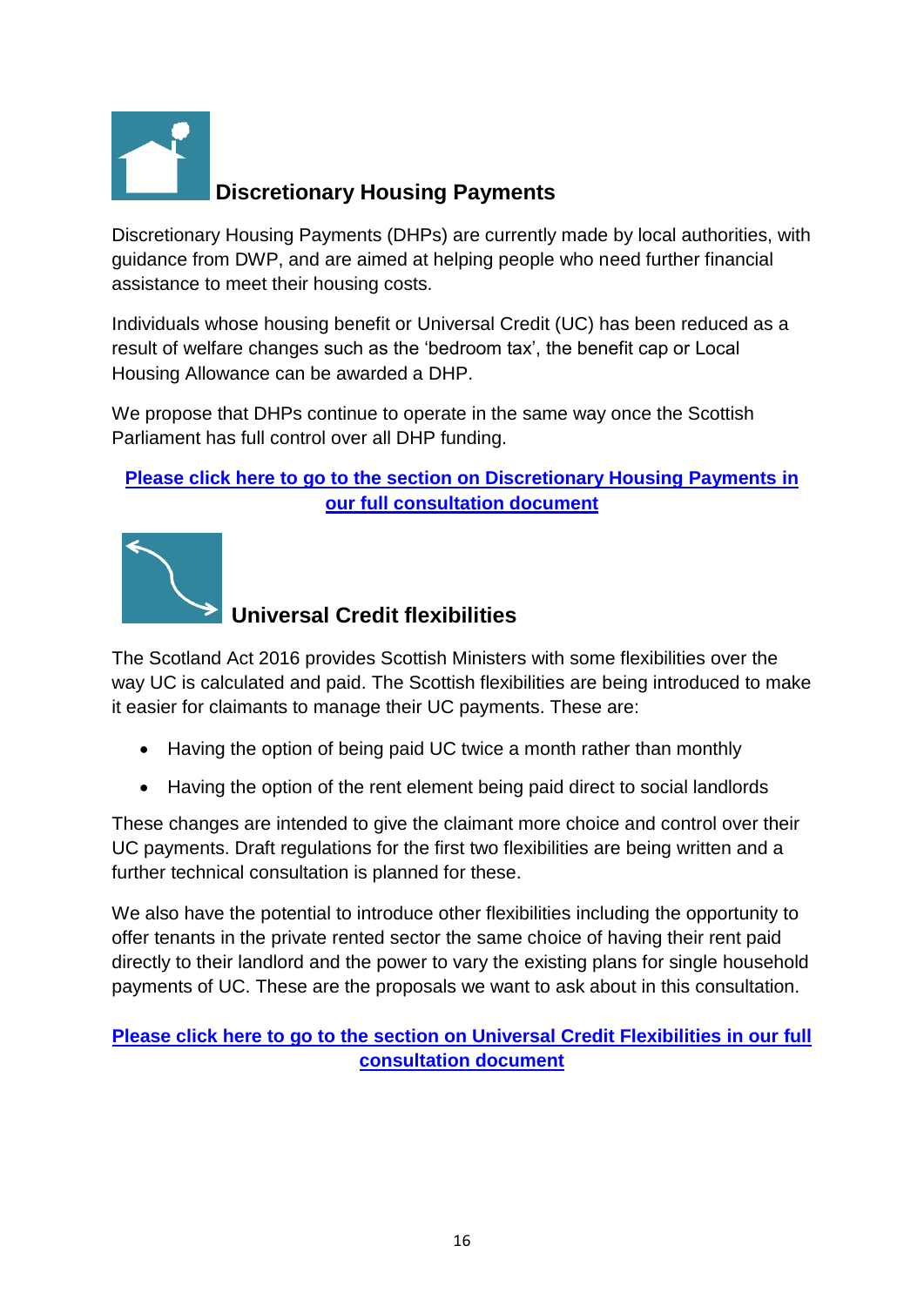## Discretionary Housing Payments

Discretionary Housing Payments (DHPs) are currently made by local authorities, with guidance from DWP, and are aimed at helping people who need further financial assistance to meet their housing costs.

Individuals whose housing benefit or Universal Credit (UC) has been reduced as a result of welfare changes such as the 'bedroom tax', the benefit cap or Local Housing Allowance can be awarded a DHP.

We propose that DHPs continue to operate in the same way once the Scottish Parliament has full control over all DHP funding.

**Please click here to go to the section on Discretionary Housing Payments in our full consultation document**

## Universal Credit flexibilities

The Scotland Act 2016 provides Scottish Ministers with some flexibilities over the way UC is calculated and paid. The Scottish flexibilities are being introduced to make it easier for claimants to manage their UC payments. These are:

- Having the option of being paid UC twice a month rather than monthly
- Having the option of the rent element being paid direct to social landlords

These changes are intended to give the claimant more choice and control over their UC payments. Draft regulations for the first two flexibilities are being written and a further technical consultation is planned for these.

We also have the potential to introduce other flexibilities including the opportunity to offer tenants in the private rented sector the same choice of having their rent paid directly to their landlord and the power to vary the existing plans for single household payments of UC. These are the proposals we want to ask about in this consultation.

**Please click here to go to the section on Universal Credit Flexibilities in our full consultation document**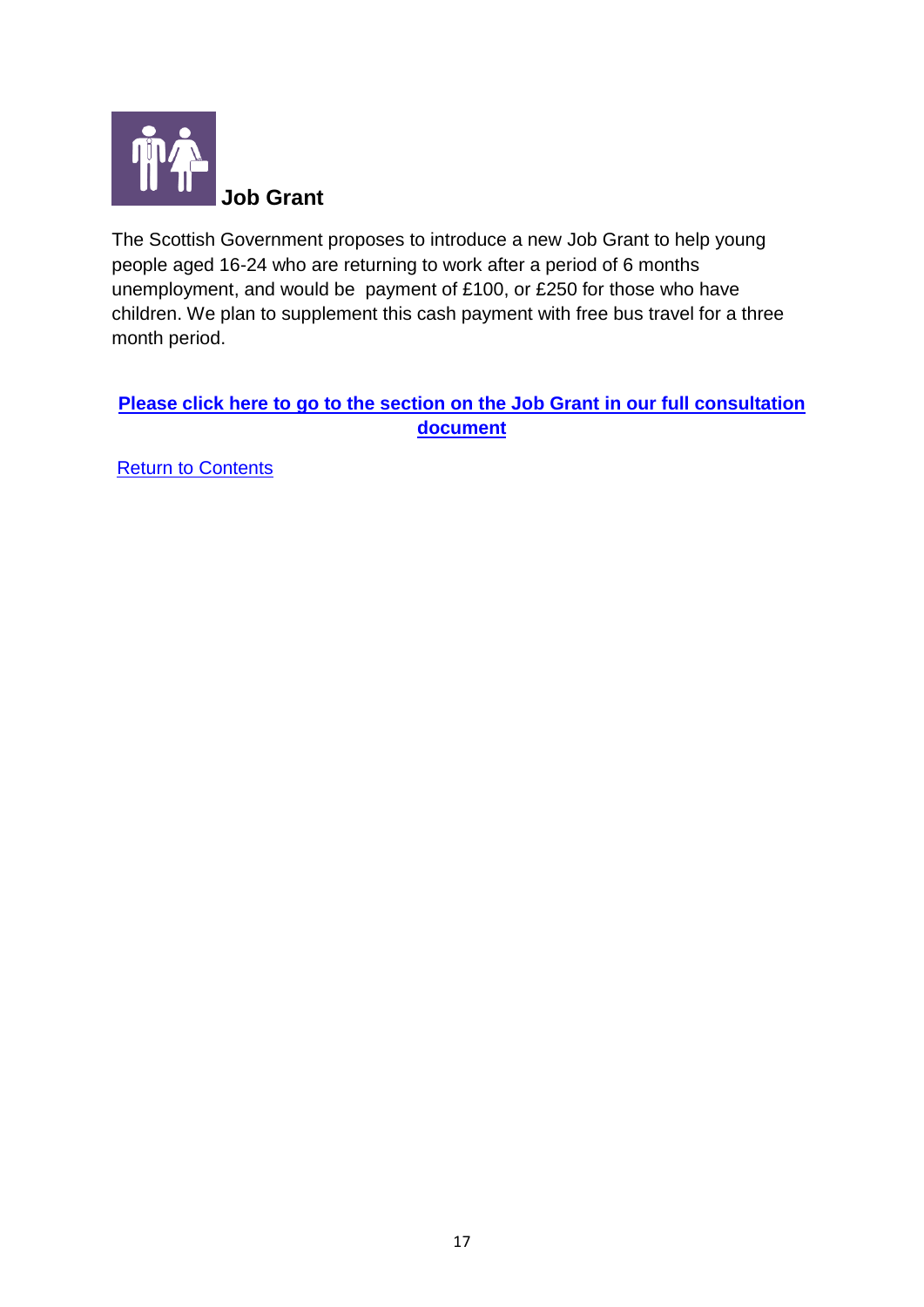## Job Grant

The Scottish Government proposes to introduce a new Job Grant to help young people aged 16-24 who are returning to work after a period of 6 months unemployment, and would be payment of £100, or £250 for those who have children. We plan to supplement this cash payment with free bus travel for a three month period.

**Please click here to go to the section on the Job Grant in our full consultation document**

Return to Contents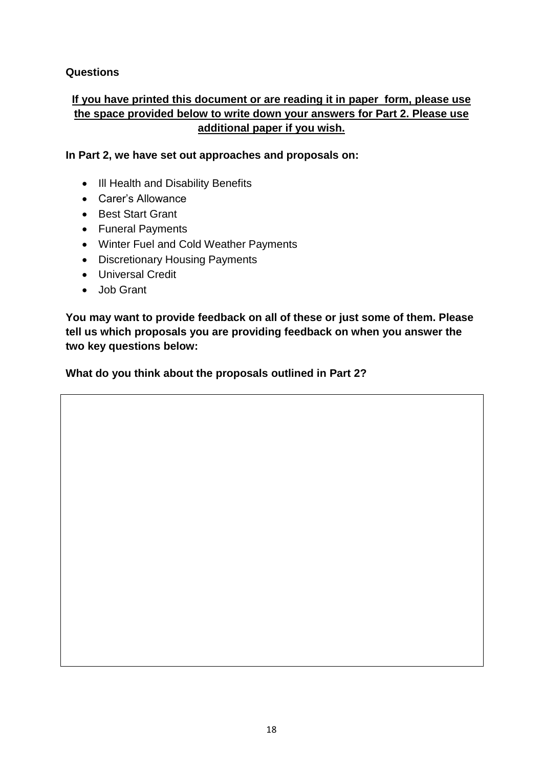**Questions**

**<u>If you have printed this document or are reading it in paper form, please use the space provided below to write down your answers for Part 2. Please use additional paper if you wish.</u>**

**In Part 2, we have set out approaches and proposals on:**

- Ill Health and Disability Benefits
- Carer's Allowance
- Best Start Grant
- Funeral Payments
- Winter Fuel and Cold Weather Payments
- Discretionary Housing Payments
- Universal Credit
- Job Grant

**You may want to provide feedback on all of these or just some of them. Please tell us which proposals you are providing feedback on when you answer the two key questions below:**

**What do you think about the proposals outlined in Part 2?**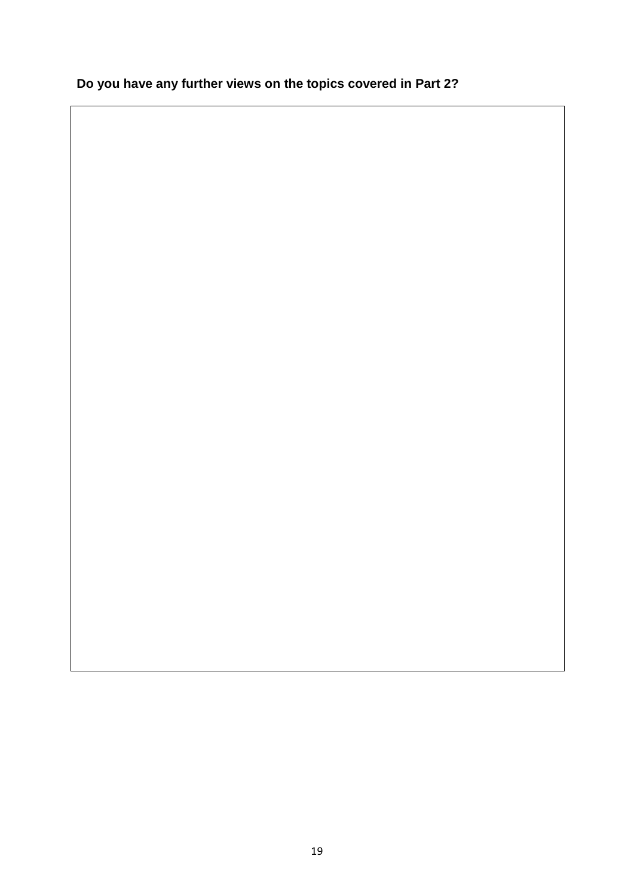**Do you have any further views on the topics covered in Part 2?**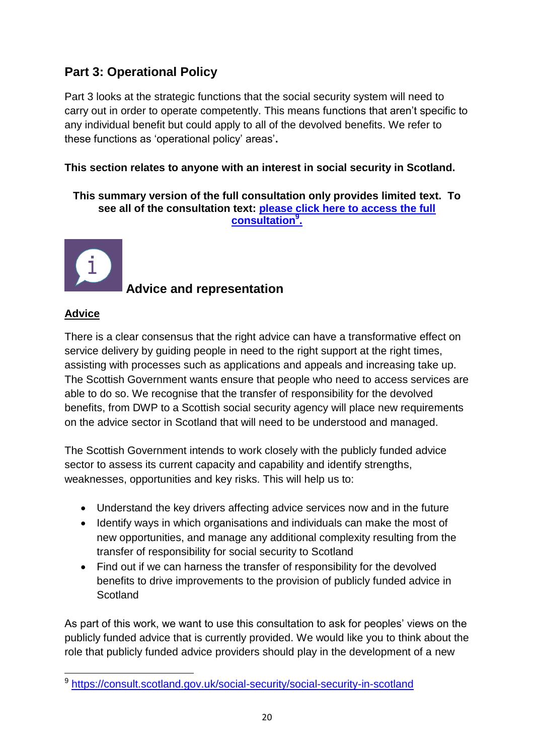## Part 3: Operational Policy

Part 3 looks at the strategic functions that the social security system will need to carry out in order to operate competently. This means functions that aren't specific to any individual benefit but could apply to all of the devolved benefits. We refer to these functions as 'operational policy' areas'**.**

**This section relates to anyone with an interest in social security in Scotland.**

**This summary version of the full consultation only provides limited text. To see all of the consultation text: [please click here to access the full consultation[9].](https://consult.scotland.gov.uk/social-security/social-security-in-scotland)**

### Advice and representation

**Advice**

There is a clear consensus that the right advice can have a transformative effect on service delivery by guiding people in need to the right support at the right times, assisting with processes such as applications and appeals and increasing take up. The Scottish Government wants ensure that people who need to access services are able to do so. We recognise that the transfer of responsibility for the devolved benefits, from DWP to a Scottish social security agency will place new requirements on the advice sector in Scotland that will need to be understood and managed.

The Scottish Government intends to work closely with the publicly funded advice sector to assess its current capacity and capability and identify strengths, weaknesses, opportunities and key risks. This will help us to:

- Understand the key drivers affecting advice services now and in the future
- Identify ways in which organisations and individuals can make the most of new opportunities, and manage any additional complexity resulting from the transfer of responsibility for social security to Scotland
- Find out if we can harness the transfer of responsibility for the devolved benefits to drive improvements to the provision of publicly funded advice in Scotland

As part of this work, we want to use this consultation to ask for peoples' views on the publicly funded advice that is currently provided. We would like you to think about the role that publicly funded advice providers should play in the development of a new

[9] https://consult.scotland.gov.uk/social-security/social-security-in-scotland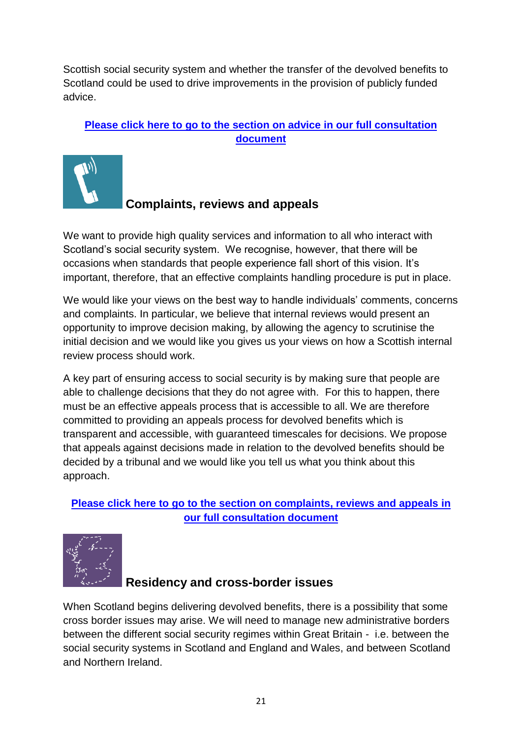Scottish social security system and whether the transfer of the devolved benefits to Scotland could be used to drive improvements in the provision of publicly funded advice.

**Please click here to go to the section on advice in our full consultation document**

## Complaints, reviews and appeals

We want to provide high quality services and information to all who interact with Scotland's social security system. We recognise, however, that there will be occasions when standards that people experience fall short of this vision. It's important, therefore, that an effective complaints handling procedure is put in place.

We would like your views on the best way to handle individuals' comments, concerns and complaints. In particular, we believe that internal reviews would present an opportunity to improve decision making, by allowing the agency to scrutinise the initial decision and we would like you gives us your views on how a Scottish internal review process should work.

A key part of ensuring access to social security is by making sure that people are able to challenge decisions that they do not agree with. For this to happen, there must be an effective appeals process that is accessible to all. We are therefore committed to providing an appeals process for devolved benefits which is transparent and accessible, with guaranteed timescales for decisions. We propose that appeals against decisions made in relation to the devolved benefits should be decided by a tribunal and we would like you tell us what you think about this approach.

**Please click here to go to the section on complaints, reviews and appeals in our full consultation document**

## Residency and cross-border issues

When Scotland begins delivering devolved benefits, there is a possibility that some cross border issues may arise. We will need to manage new administrative borders between the different social security regimes within Great Britain - i.e. between the social security systems in Scotland and England and Wales, and between Scotland and Northern Ireland.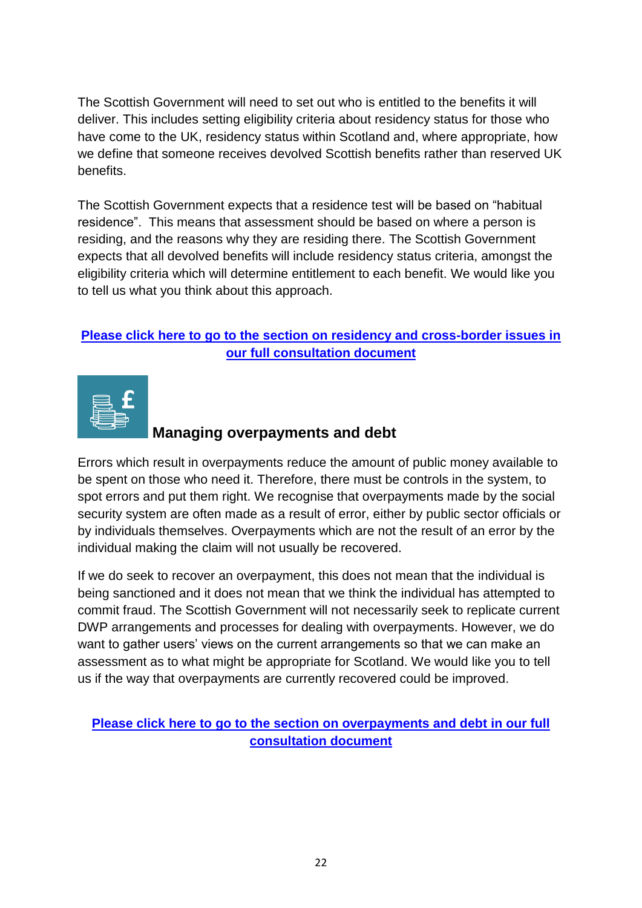The Scottish Government will need to set out who is entitled to the benefits it will deliver. This includes setting eligibility criteria about residency status for those who have come to the UK, residency status within Scotland and, where appropriate, how we define that someone receives devolved Scottish benefits rather than reserved UK benefits.

The Scottish Government expects that a residence test will be based on "habitual residence". This means that assessment should be based on where a person is residing, and the reasons why they are residing there. The Scottish Government expects that all devolved benefits will include residency status criteria, amongst the eligibility criteria which will determine entitlement to each benefit. We would like you to tell us what you think about this approach.

**Please click here to go to the section on residency and cross-border issues in our full consultation document**

## Managing overpayments and debt

Errors which result in overpayments reduce the amount of public money available to be spent on those who need it. Therefore, there must be controls in the system, to spot errors and put them right. We recognise that overpayments made by the social security system are often made as a result of error, either by public sector officials or by individuals themselves. Overpayments which are not the result of an error by the individual making the claim will not usually be recovered.

If we do seek to recover an overpayment, this does not mean that the individual is being sanctioned and it does not mean that we think the individual has attempted to commit fraud. The Scottish Government will not necessarily seek to replicate current DWP arrangements and processes for dealing with overpayments. However, we do want to gather users' views on the current arrangements so that we can make an assessment as to what might be appropriate for Scotland. We would like you to tell us if the way that overpayments are currently recovered could be improved.

**Please click here to go to the section on overpayments and debt in our full consultation document**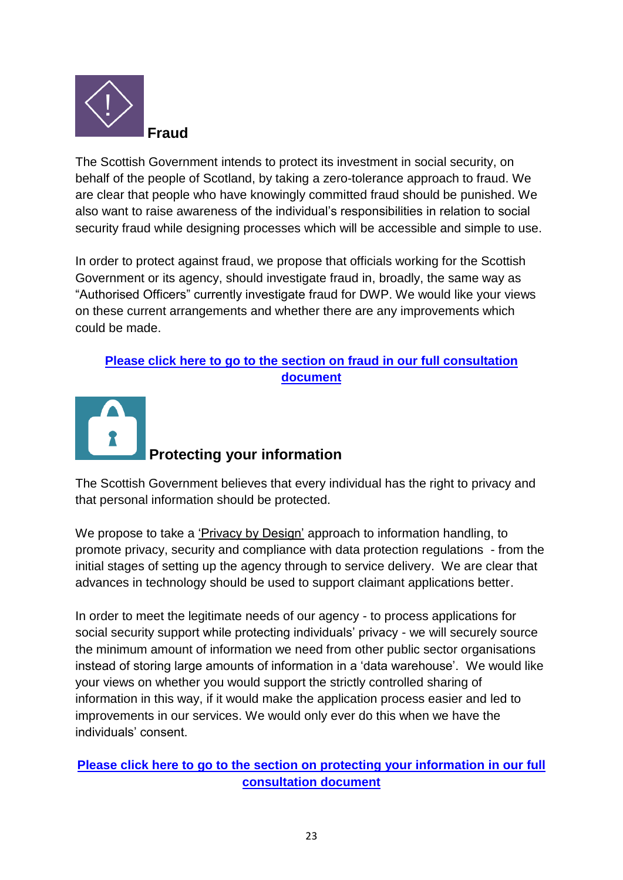## Fraud

The Scottish Government intends to protect its investment in social security, on behalf of the people of Scotland, by taking a zero-tolerance approach to fraud. We are clear that people who have knowingly committed fraud should be punished. We also want to raise awareness of the individual's responsibilities in relation to social security fraud while designing processes which will be accessible and simple to use.

In order to protect against fraud, we propose that officials working for the Scottish Government or its agency, should investigate fraud in, broadly, the same way as "Authorised Officers" currently investigate fraud for DWP. We would like your views on these current arrangements and whether there are any improvements which could be made.

**Please click here to go to the section on fraud in our full consultation document**

## Protecting your information

The Scottish Government believes that every individual has the right to privacy and that personal information should be protected.

We propose to take a 'Privacy by Design' approach to information handling, to promote privacy, security and compliance with data protection regulations - from the initial stages of setting up the agency through to service delivery. We are clear that advances in technology should be used to support claimant applications better.

In order to meet the legitimate needs of our agency - to process applications for social security support while protecting individuals' privacy - we will securely source the minimum amount of information we need from other public sector organisations instead of storing large amounts of information in a 'data warehouse'. We would like your views on whether you would support the strictly controlled sharing of information in this way, if it would make the application process easier and led to improvements in our services. We would only ever do this when we have the individuals' consent.

**Please click here to go to the section on protecting your information in our full consultation document**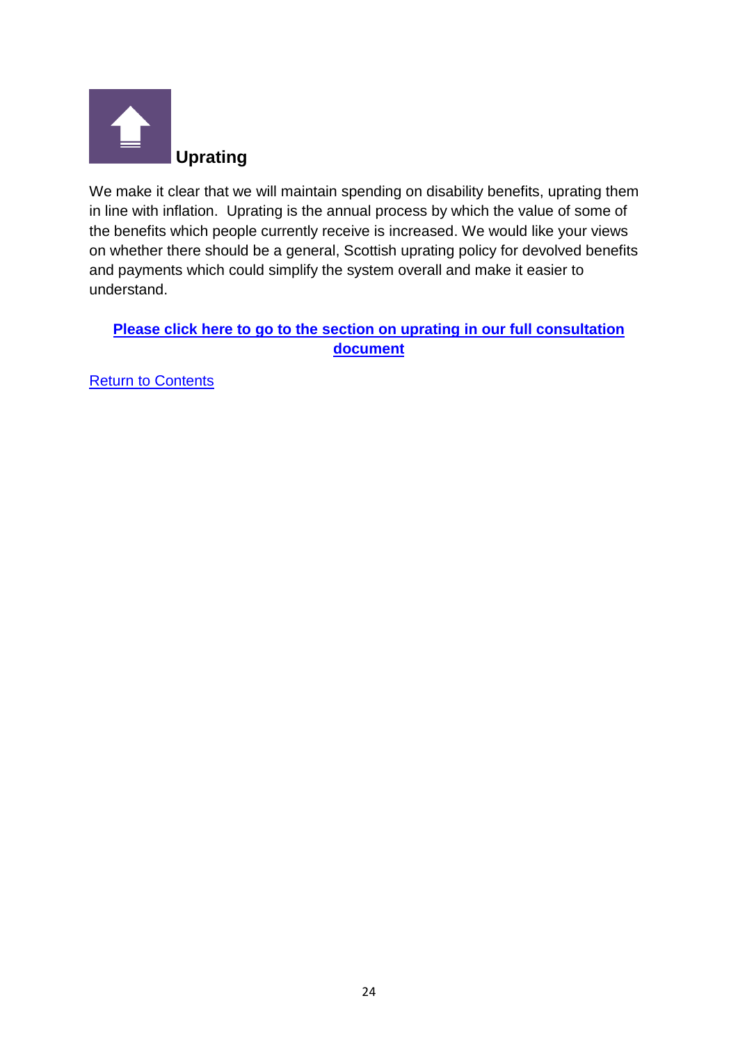## Uprating

We make it clear that we will maintain spending on disability benefits, uprating them in line with inflation. Uprating is the annual process by which the value of some of the benefits which people currently receive is increased. We would like your views on whether there should be a general, Scottish uprating policy for devolved benefits and payments which could simplify the system overall and make it easier to understand.

**Please click here to go to the section on uprating in our full consultation document**

Return to Contents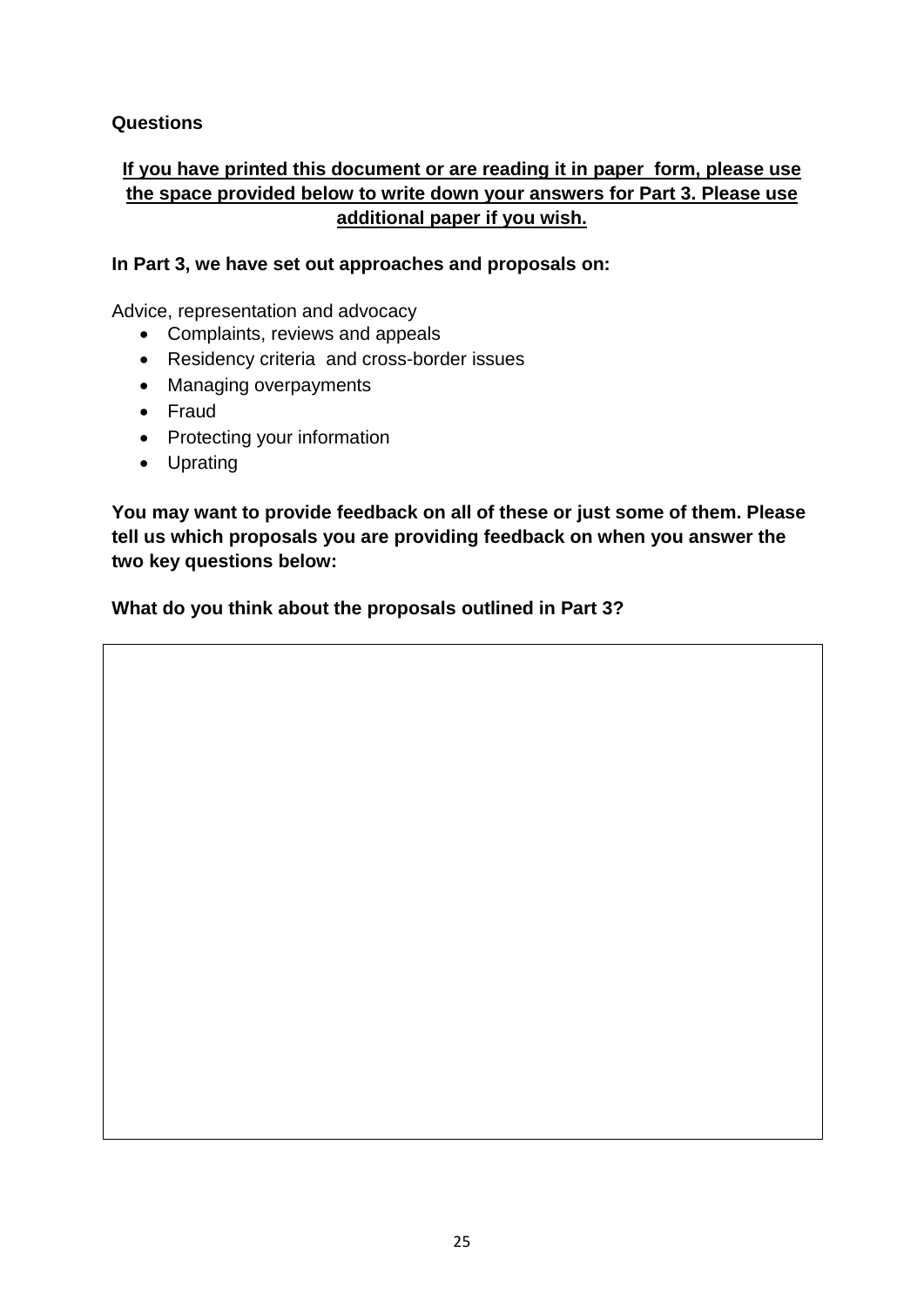**Questions**

**<u>If you have printed this document or are reading it in paper form, please use the space provided below to write down your answers for Part 3. Please use additional paper if you wish.</u>**

**In Part 3, we have set out approaches and proposals on:**

Advice, representation and advocacy

- Complaints, reviews and appeals
- Residency criteria and cross-border issues
- Managing overpayments
- Fraud
- Protecting your information
- Uprating

**You may want to provide feedback on all of these or just some of them. Please tell us which proposals you are providing feedback on when you answer the two key questions below:**

**What do you think about the proposals outlined in Part 3?**

| |
|---|
| |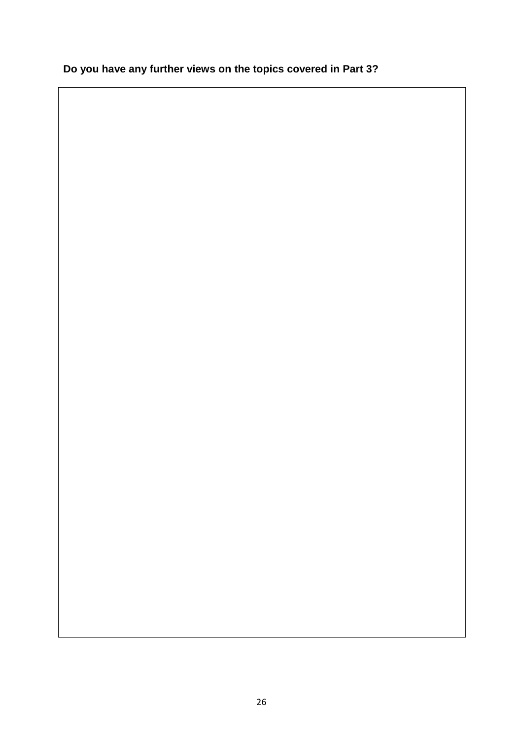**Do you have any further views on the topics covered in Part 3?**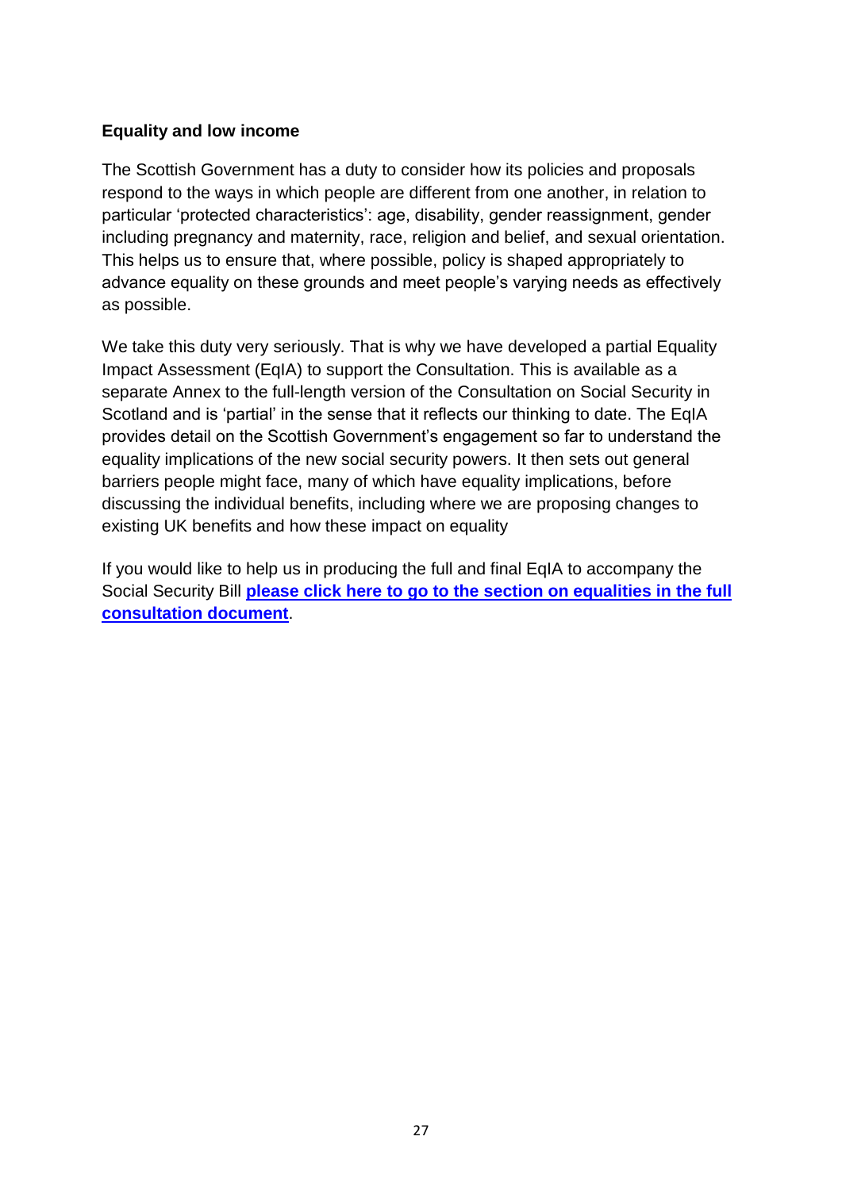**Equality and low income**

The Scottish Government has a duty to consider how its policies and proposals respond to the ways in which people are different from one another, in relation to particular 'protected characteristics': age, disability, gender reassignment, gender including pregnancy and maternity, race, religion and belief, and sexual orientation. This helps us to ensure that, where possible, policy is shaped appropriately to advance equality on these grounds and meet people's varying needs as effectively as possible.

We take this duty very seriously. That is why we have developed a partial Equality Impact Assessment (EqIA) to support the Consultation. This is available as a separate Annex to the full-length version of the Consultation on Social Security in Scotland and is 'partial' in the sense that it reflects our thinking to date. The EqIA provides detail on the Scottish Government's engagement so far to understand the equality implications of the new social security powers. It then sets out general barriers people might face, many of which have equality implications, before discussing the individual benefits, including where we are proposing changes to existing UK benefits and how these impact on equality

If you would like to help us in producing the full and final EqIA to accompany the Social Security Bill **please click here to go to the section on equalities in the full consultation document**.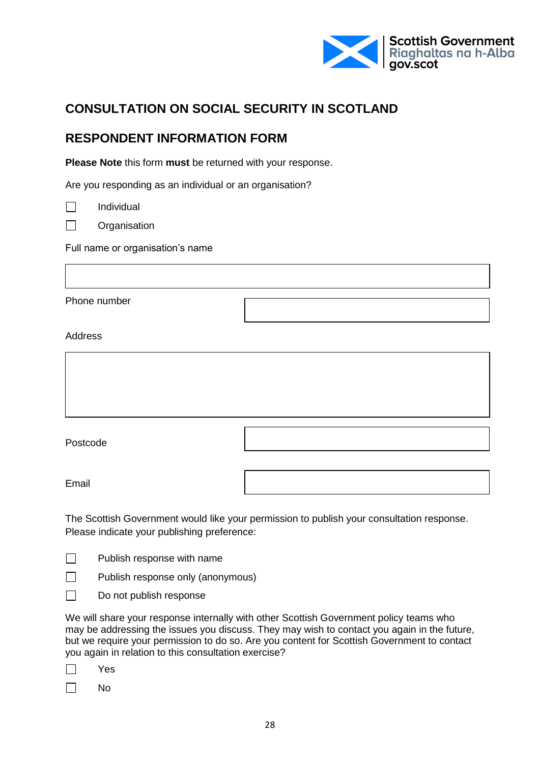# CONSULTATION ON SOCIAL SECURITY IN SCOTLAND

## RESPONDENT INFORMATION FORM

**Please Note** this form **must** be returned with your response.

Are you responding as an individual or an organisation?

☐ Individual

☐ Organisation

Full name or organisation's name

| |
|---|
| |

| | |
|---|---|
| Phone number | |

Address

| |
|---|
| |

| | |
|---|---|
| Postcode | |
| Email | |

The Scottish Government would like your permission to publish your consultation response. Please indicate your publishing preference:

☐ Publish response with name

☐ Publish response only (anonymous)

☐ Do not publish response

We will share your response internally with other Scottish Government policy teams who may be addressing the issues you discuss. They may wish to contact you again in the future, but we require your permission to do so. Are you content for Scottish Government to contact you again in relation to this consultation exercise?

☐ Yes

☐ No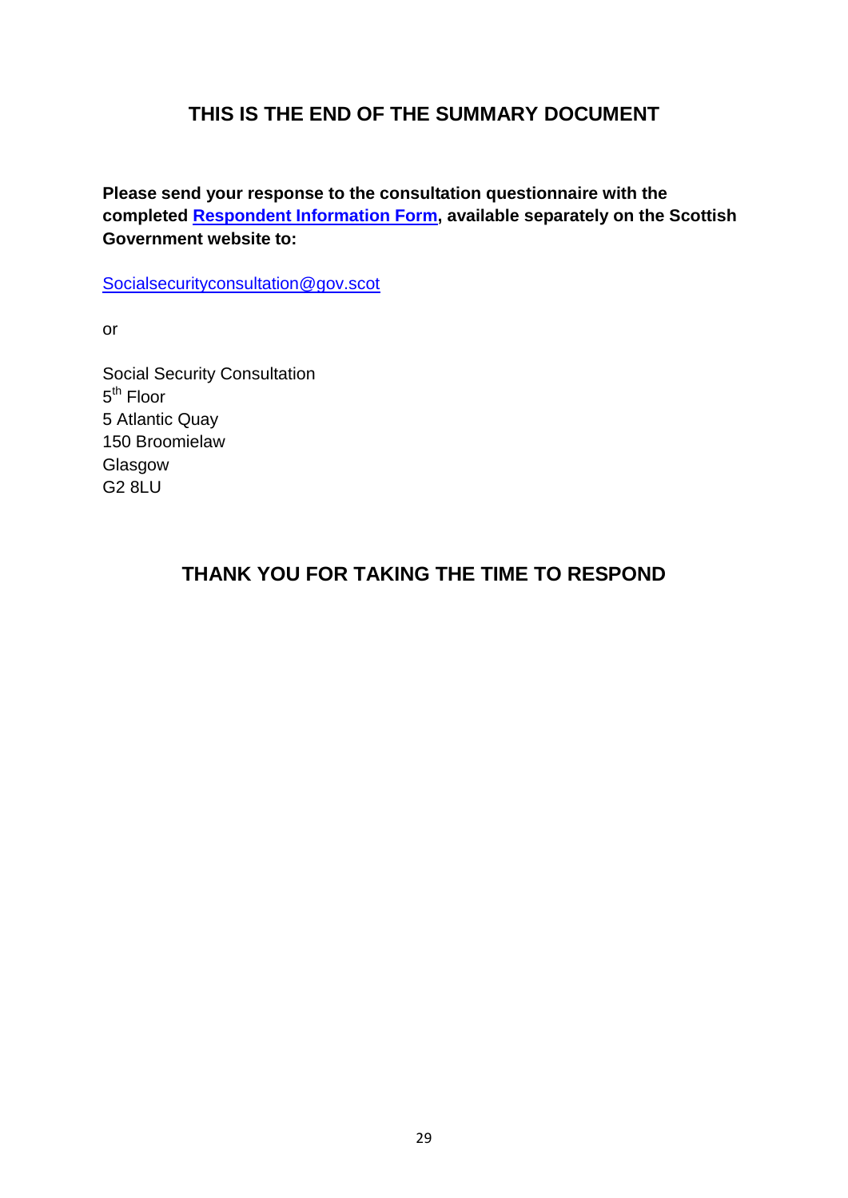## THIS IS THE END OF THE SUMMARY DOCUMENT

**Please send your response to the consultation questionnaire with the completed Respondent Information Form, available separately on the Scottish Government website to:**

Socialsecurityconsultation@gov.scot

or

Social Security Consultation
5th Floor
5 Atlantic Quay
150 Broomielaw
Glasgow
G2 8LU

## THANK YOU FOR TAKING THE TIME TO RESPOND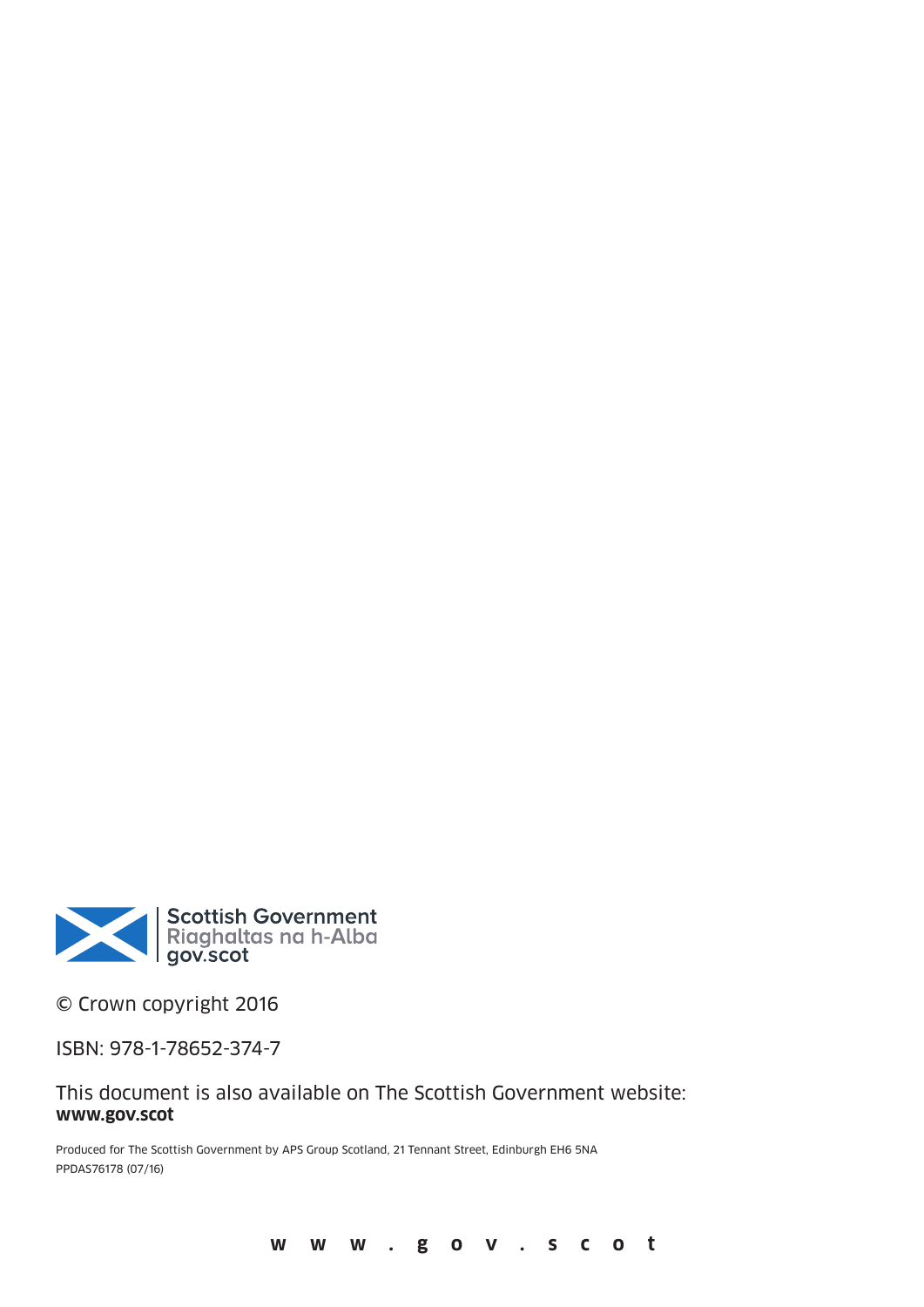Scottish Government
Riaghaltas na h-Alba
gov.scot

© Crown copyright 2016

ISBN: 978-1-78652-374-7

This document is also available on The Scottish Government website:
**www.gov.scot**

Produced for The Scottish Government by APS Group Scotland, 21 Tennant Street, Edinburgh EH6 5NA
PPDAS76178 (07/16)

**w w w . g o v . s c o t**